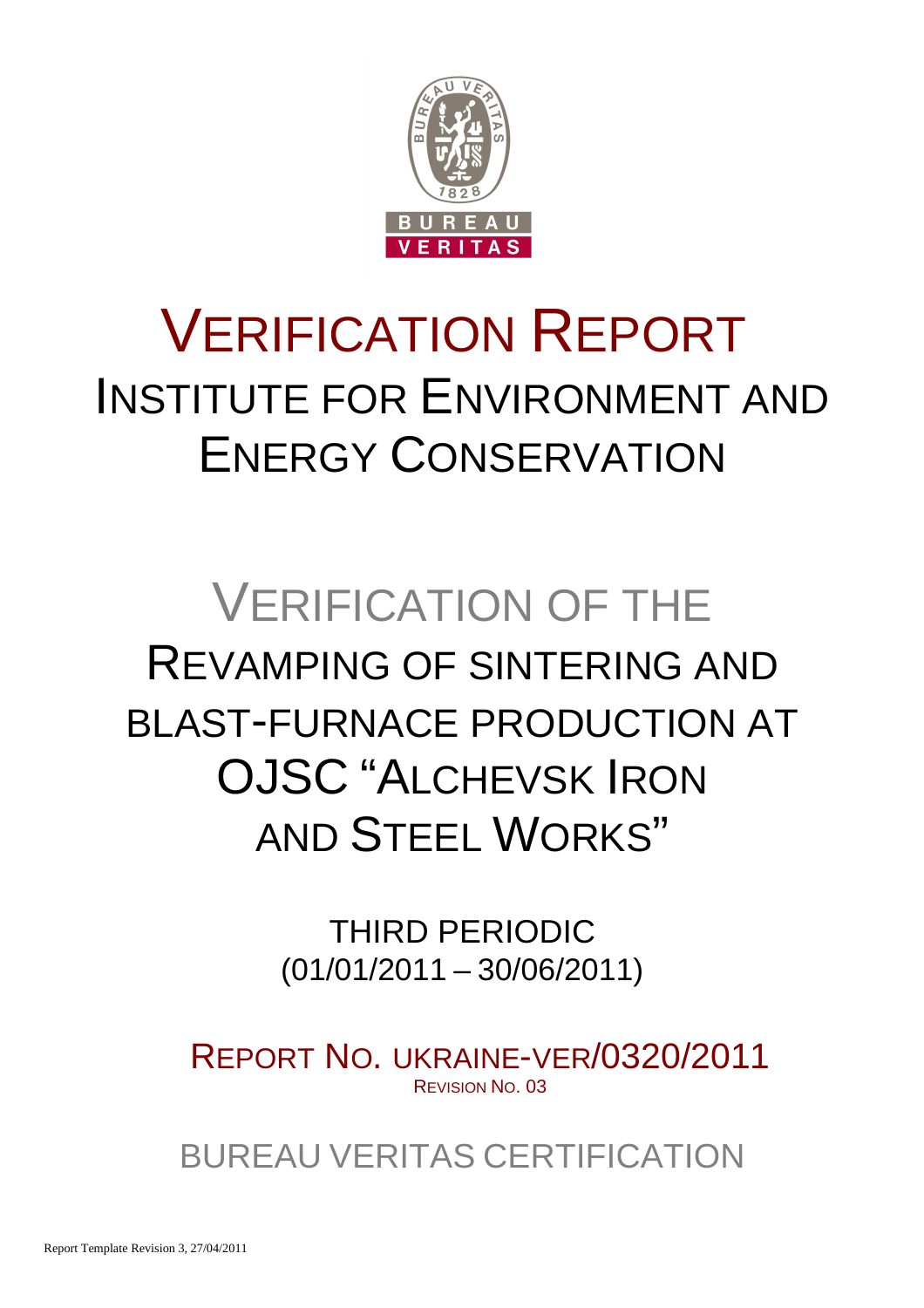# VERIFICATION REPORT

## INSTITUTE FOR ENVIRONMENT AND ENERGY CONSERVATION

# VERIFICATION OF THE REVAMPING OF SINTERING AND BLAST-FURNACE PRODUCTION AT OJSC "ALCHEVSK IRON AND STEEL WORKS"

THIRD PERIODIC
(01/01/2011 – 30/06/2011)

REPORT NO. UKRAINE-VER/0320/2011
REVISION NO. 03

BUREAU VERITAS CERTIFICATION

Report Template Revision 3, 27/04/2011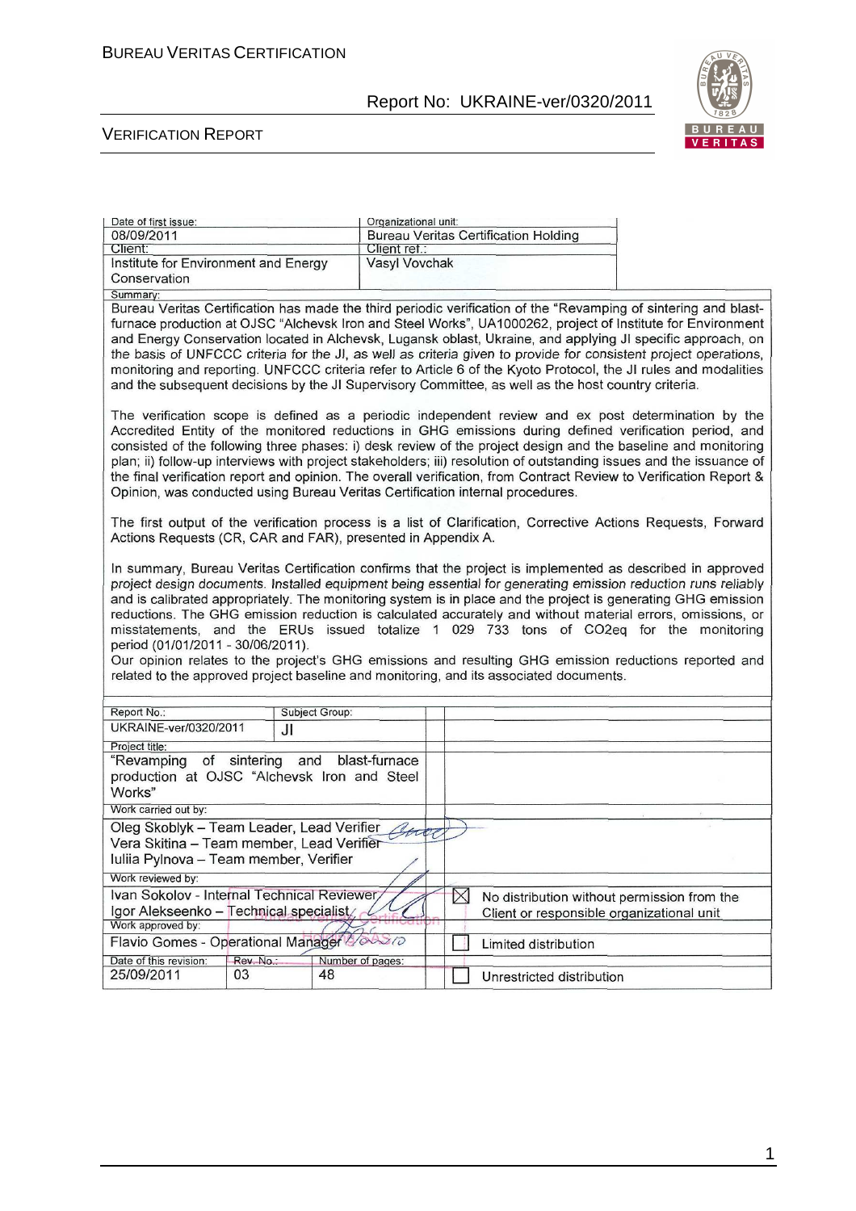| Date of first issue: | Organizational unit: |
| --- | --- |
| 08/09/2011 | Bureau Veritas Certification Holding |
| Client: | Client ref.: |
| Institute for Environment and Energy Conservation | Vasyl Vovchak |

Summary:

Bureau Veritas Certification has made the third periodic verification of the "Revamping of sintering and blast-furnace production at OJSC "Alchevsk Iron and Steel Works", UA1000262, project of Institute for Environment and Energy Conservation located in Alchevsk, Lugansk oblast, Ukraine, and applying JI specific approach, on the basis of UNFCCC criteria for the JI, as well as criteria given to provide for consistent project operations, monitoring and reporting. UNFCCC criteria refer to Article 6 of the Kyoto Protocol, the JI rules and modalities and the subsequent decisions by the JI Supervisory Committee, as well as the host country criteria.

The verification scope is defined as a periodic independent review and ex post determination by the Accredited Entity of the monitored reductions in GHG emissions during defined verification period, and consisted of the following three phases: i) desk review of the project design and the baseline and monitoring plan; ii) follow-up interviews with project stakeholders; iii) resolution of outstanding issues and the issuance of the final verification report and opinion. The overall verification, from Contract Review to Verification Report & Opinion, was conducted using Bureau Veritas Certification internal procedures.

The first output of the verification process is a list of Clarification, Corrective Actions Requests, Forward Actions Requests (CR, CAR and FAR), presented in Appendix A.

In summary, Bureau Veritas Certification confirms that the project is implemented as described in approved project design documents. Installed equipment being essential for generating emission reduction runs reliably and is calibrated appropriately. The monitoring system is in place and the project is generating GHG emission reductions. The GHG emission reduction is calculated accurately and without material errors, omissions, or misstatements, and the ERUs issued totalize 1 029 733 tons of CO2eq for the monitoring period (01/01/2011 - 30/06/2011).

Our opinion relates to the project's GHG emissions and resulting GHG emission reductions reported and related to the approved project baseline and monitoring, and its associated documents.

| Report No.: | Subject Group: | |
| --- | --- | --- |
| UKRAINE-ver/0320/2011 | JI | |
| Project title: | | |
| "Revamping of sintering and blast-furnace production at OJSC "Alchevsk Iron and Steel Works" | | |
| Work carried out by: | | |
| Oleg Skoblyk – Team Leader, Lead Verifier<br>Vera Skitina – Team member, Lead Verifier<br>Iuliia Pylnova – Team member, Verifier | | |
| Work reviewed by: | | |
| Ivan Sokolov - Internal Technical Reviewer<br>Igor Alekseenko – Technical specialist | | ☒ No distribution without permission from the Client or responsible organizational unit |
| Work approved by: | | |
| Flavio Gomes - Operational Manager | | ☐ Limited distribution |
| Date of this revision: 25/09/2011 | Rev. No.: 03 | Number of pages: 48 |
| | | ☐ Unrestricted distribution |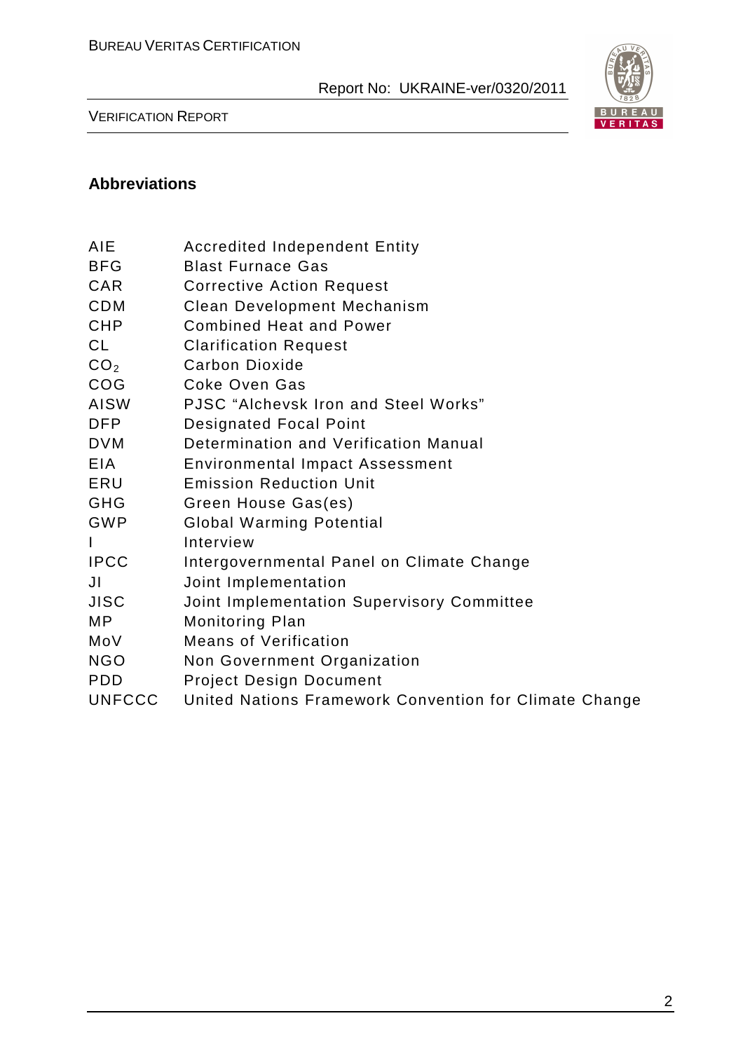## Abbreviations

| | |
|---|---|
| AIE | Accredited Independent Entity |
| BFG | Blast Furnace Gas |
| CAR | Corrective Action Request |
| CDM | Clean Development Mechanism |
| CHP | Combined Heat and Power |
| CL | Clarification Request |
| $CO_2$ | Carbon Dioxide |
| COG | Coke Oven Gas |
| AISW | PJSC "Alchevsk Iron and Steel Works" |
| DFP | Designated Focal Point |
| DVM | Determination and Verification Manual |
| EIA | Environmental Impact Assessment |
| ERU | Emission Reduction Unit |
| GHG | Green House Gas(es) |
| GWP | Global Warming Potential |
| I | Interview |
| IPCC | Intergovernmental Panel on Climate Change |
| JI | Joint Implementation |
| JISC | Joint Implementation Supervisory Committee |
| MP | Monitoring Plan |
| MoV | Means of Verification |
| NGO | Non Government Organization |
| PDD | Project Design Document |
| UNFCCC | United Nations Framework Convention for Climate Change |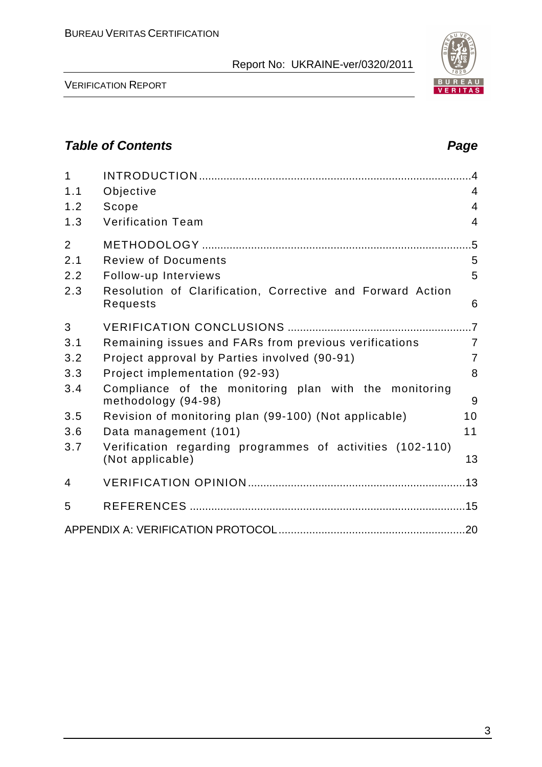## *Table of Contents* *Page*

| | | |
|---|---|---|
| 1 | INTRODUCTION | 4 |
| 1.1 | Objective | 4 |
| 1.2 | Scope | 4 |
| 1.3 | Verification Team | 4 |
| 2 | METHODOLOGY | 5 |
| 2.1 | Review of Documents | 5 |
| 2.2 | Follow-up Interviews | 5 |
| 2.3 | Resolution of Clarification, Corrective and Forward Action Requests | 6 |
| 3 | VERIFICATION CONCLUSIONS | 7 |
| 3.1 | Remaining issues and FARs from previous verifications | 7 |
| 3.2 | Project approval by Parties involved (90-91) | 7 |
| 3.3 | Project implementation (92-93) | 8 |
| 3.4 | Compliance of the monitoring plan with the monitoring methodology (94-98) | 9 |
| 3.5 | Revision of monitoring plan (99-100) (Not applicable) | 10 |
| 3.6 | Data management (101) | 11 |
| 3.7 | Verification regarding programmes of activities (102-110) (Not applicable) | 13 |
| 4 | VERIFICATION OPINION | 13 |
| 5 | REFERENCES | 15 |
| | APPENDIX A: VERIFICATION PROTOCOL | 20 |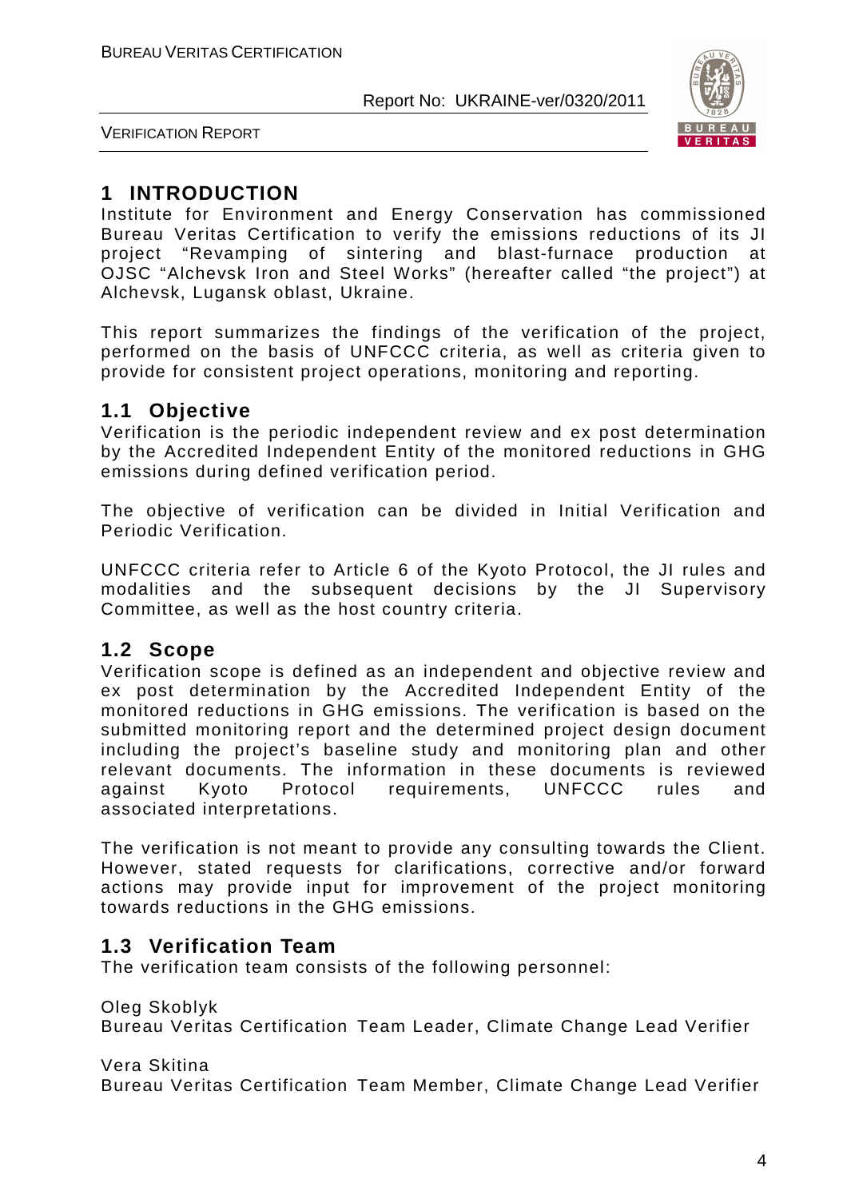# 1 INTRODUCTION

Institute for Environment and Energy Conservation has commissioned Bureau Veritas Certification to verify the emissions reductions of its JI project "Revamping of sintering and blast-furnace production at OJSC "Alchevsk Iron and Steel Works" (hereafter called "the project") at Alchevsk, Lugansk oblast, Ukraine.

This report summarizes the findings of the verification of the project, performed on the basis of UNFCCC criteria, as well as criteria given to provide for consistent project operations, monitoring and reporting.

## 1.1 Objective

Verification is the periodic independent review and ex post determination by the Accredited Independent Entity of the monitored reductions in GHG emissions during defined verification period.

The objective of verification can be divided in Initial Verification and Periodic Verification.

UNFCCC criteria refer to Article 6 of the Kyoto Protocol, the JI rules and modalities and the subsequent decisions by the JI Supervisory Committee, as well as the host country criteria.

## 1.2 Scope

Verification scope is defined as an independent and objective review and ex post determination by the Accredited Independent Entity of the monitored reductions in GHG emissions. The verification is based on the submitted monitoring report and the determined project design document including the project's baseline study and monitoring plan and other relevant documents. The information in these documents is reviewed against Kyoto Protocol requirements, UNFCCC rules and associated interpretations.

The verification is not meant to provide any consulting towards the Client. However, stated requests for clarifications, corrective and/or forward actions may provide input for improvement of the project monitoring towards reductions in the GHG emissions.

## 1.3 Verification Team

The verification team consists of the following personnel:

Oleg Skoblyk
Bureau Veritas Certification Team Leader, Climate Change Lead Verifier

Vera Skitina
Bureau Veritas Certification Team Member, Climate Change Lead Verifier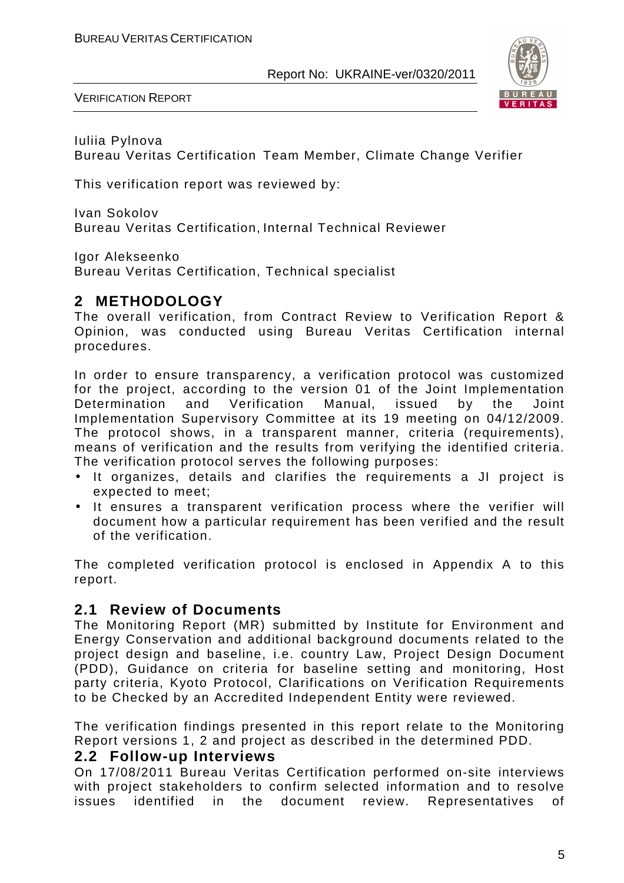Iuliia Pylnova
Bureau Veritas Certification Team Member, Climate Change Verifier

This verification report was reviewed by:

Ivan Sokolov
Bureau Veritas Certification, Internal Technical Reviewer

Igor Alekseenko
Bureau Veritas Certification, Technical specialist

## 2 METHODOLOGY

The overall verification, from Contract Review to Verification Report & Opinion, was conducted using Bureau Veritas Certification internal procedures.

In order to ensure transparency, a verification protocol was customized for the project, according to the version 01 of the Joint Implementation Determination and Verification Manual, issued by the Joint Implementation Supervisory Committee at its 19 meeting on 04/12/2009. The protocol shows, in a transparent manner, criteria (requirements), means of verification and the results from verifying the identified criteria. The verification protocol serves the following purposes:

- It organizes, details and clarifies the requirements a JI project is expected to meet;
- It ensures a transparent verification process where the verifier will document how a particular requirement has been verified and the result of the verification.

The completed verification protocol is enclosed in Appendix A to this report.

### 2.1 Review of Documents

The Monitoring Report (MR) submitted by Institute for Environment and Energy Conservation and additional background documents related to the project design and baseline, i.e. country Law, Project Design Document (PDD), Guidance on criteria for baseline setting and monitoring, Host party criteria, Kyoto Protocol, Clarifications on Verification Requirements to be Checked by an Accredited Independent Entity were reviewed.

The verification findings presented in this report relate to the Monitoring Report versions 1, 2 and project as described in the determined PDD.

### 2.2 Follow-up Interviews

On 17/08/2011 Bureau Veritas Certification performed on-site interviews with project stakeholders to confirm selected information and to resolve issues identified in the document review. Representatives of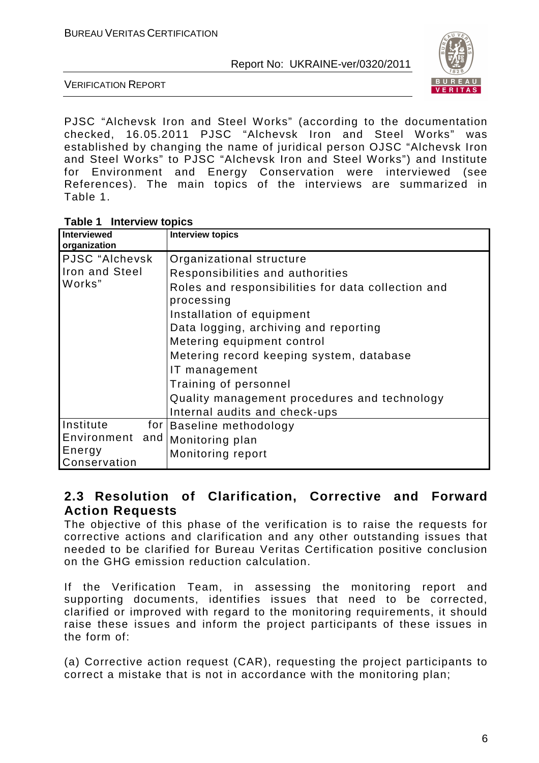PJSC "Alchevsk Iron and Steel Works" (according to the documentation checked, 16.05.2011 PJSC "Alchevsk Iron and Steel Works" was established by changing the name of juridical person OJSC "Alchevsk Iron and Steel Works" to PJSC "Alchevsk Iron and Steel Works") and Institute for Environment and Energy Conservation were interviewed (see References). The main topics of the interviews are summarized in Table 1.

**Table 1 Interview topics**

| Interviewed organization | Interview topics |
|---|---|
| PJSC "Alchevsk Iron and Steel Works" | Organizational structure<br>Responsibilities and authorities<br>Roles and responsibilities for data collection and processing<br>Installation of equipment<br>Data logging, archiving and reporting<br>Metering equipment control<br>Metering record keeping system, database<br>IT management<br>Training of personnel<br>Quality management procedures and technology<br>Internal audits and check-ups |
| Institute for Environment and Energy Conservation | Baseline methodology<br>Monitoring plan<br>Monitoring report |

## 2.3 Resolution of Clarification, Corrective and Forward Action Requests

The objective of this phase of the verification is to raise the requests for corrective actions and clarification and any other outstanding issues that needed to be clarified for Bureau Veritas Certification positive conclusion on the GHG emission reduction calculation.

If the Verification Team, in assessing the monitoring report and supporting documents, identifies issues that need to be corrected, clarified or improved with regard to the monitoring requirements, it should raise these issues and inform the project participants of these issues in the form of:

(a) Corrective action request (CAR), requesting the project participants to correct a mistake that is not in accordance with the monitoring plan;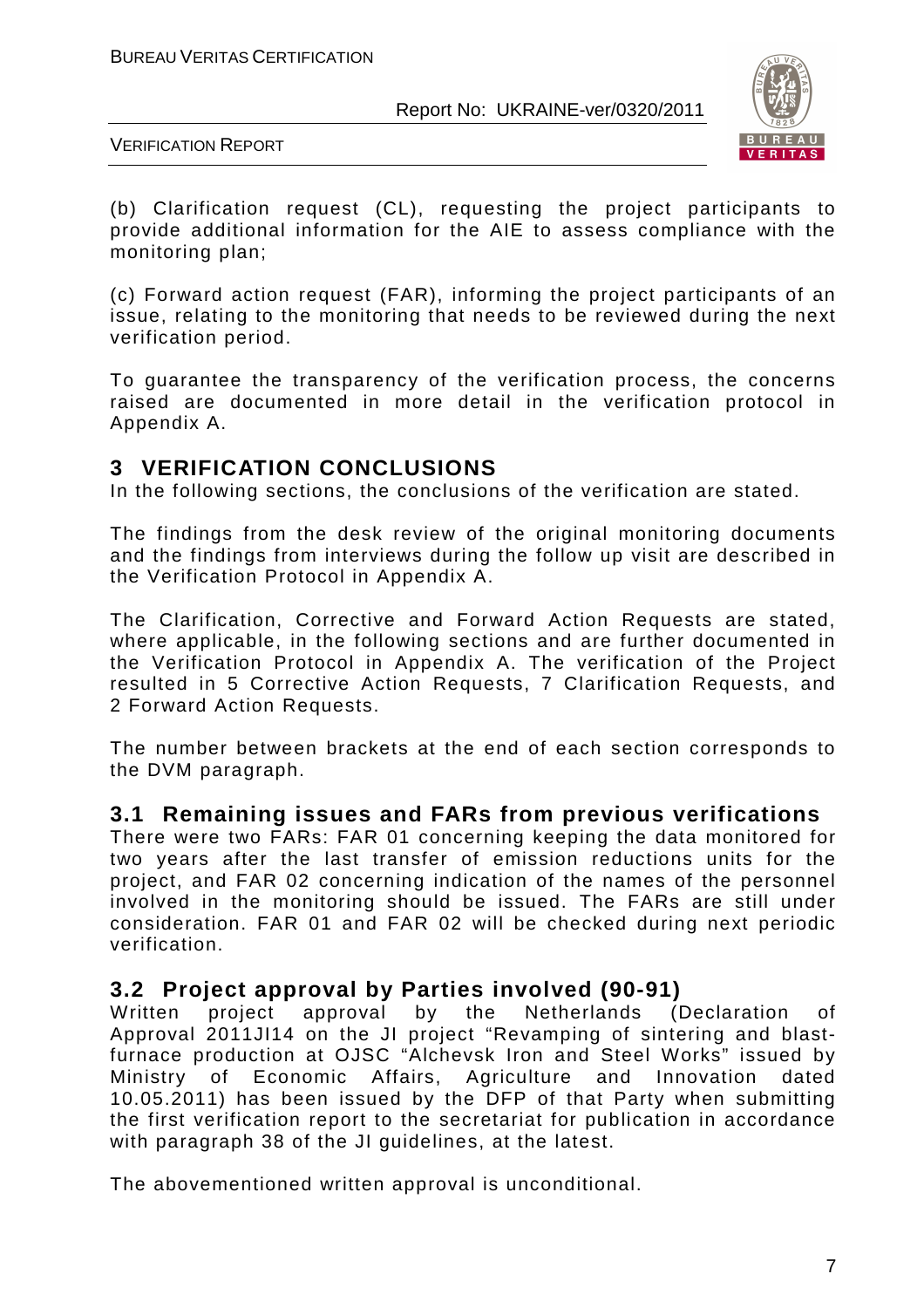(b) Clarification request (CL), requesting the project participants to provide additional information for the AIE to assess compliance with the monitoring plan;

(c) Forward action request (FAR), informing the project participants of an issue, relating to the monitoring that needs to be reviewed during the next verification period.

To guarantee the transparency of the verification process, the concerns raised are documented in more detail in the verification protocol in Appendix A.

# 3 VERIFICATION CONCLUSIONS

In the following sections, the conclusions of the verification are stated.

The findings from the desk review of the original monitoring documents and the findings from interviews during the follow up visit are described in the Verification Protocol in Appendix A.

The Clarification, Corrective and Forward Action Requests are stated, where applicable, in the following sections and are further documented in the Verification Protocol in Appendix A. The verification of the Project resulted in 5 Corrective Action Requests, 7 Clarification Requests, and 2 Forward Action Requests.

The number between brackets at the end of each section corresponds to the DVM paragraph.

## 3.1 Remaining issues and FARs from previous verifications

There were two FARs: FAR 01 concerning keeping the data monitored for two years after the last transfer of emission reductions units for the project, and FAR 02 concerning indication of the names of the personnel involved in the monitoring should be issued. The FARs are still under consideration. FAR 01 and FAR 02 will be checked during next periodic verification.

## 3.2 Project approval by Parties involved (90-91)

Written project approval by the Netherlands (Declaration of Approval 2011JI14 on the JI project "Revamping of sintering and blast-furnace production at OJSC "Alchevsk Iron and Steel Works" issued by Ministry of Economic Affairs, Agriculture and Innovation dated 10.05.2011) has been issued by the DFP of that Party when submitting the first verification report to the secretariat for publication in accordance with paragraph 38 of the JI guidelines, at the latest.

The abovementioned written approval is unconditional.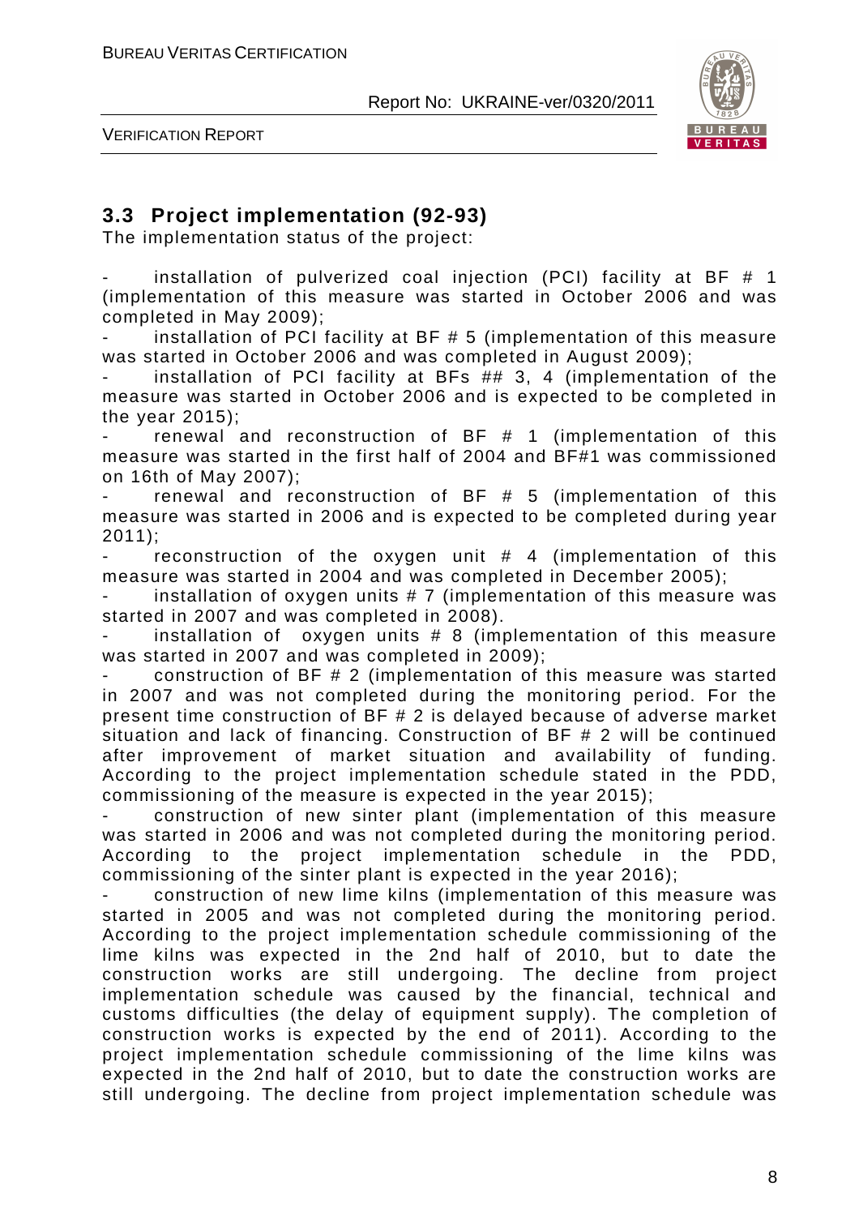## 3.3 Project implementation (92-93)

The implementation status of the project:

- installation of pulverized coal injection (PCI) facility at BF # 1 (implementation of this measure was started in October 2006 and was completed in May 2009);
- installation of PCI facility at BF # 5 (implementation of this measure was started in October 2006 and was completed in August 2009);
- installation of PCI facility at BFs ## 3, 4 (implementation of the measure was started in October 2006 and is expected to be completed in the year 2015);
- renewal and reconstruction of BF # 1 (implementation of this measure was started in the first half of 2004 and BF#1 was commissioned on 16th of May 2007);
- renewal and reconstruction of BF # 5 (implementation of this measure was started in 2006 and is expected to be completed during year 2011);
- reconstruction of the oxygen unit # 4 (implementation of this measure was started in 2004 and was completed in December 2005);
- installation of oxygen units # 7 (implementation of this measure was started in 2007 and was completed in 2008).
- installation of oxygen units # 8 (implementation of this measure was started in 2007 and was completed in 2009);
- construction of BF # 2 (implementation of this measure was started in 2007 and was not completed during the monitoring period. For the present time construction of BF # 2 is delayed because of adverse market situation and lack of financing. Construction of BF # 2 will be continued after improvement of market situation and availability of funding. According to the project implementation schedule stated in the PDD, commissioning of the measure is expected in the year 2015);
- construction of new sinter plant (implementation of this measure was started in 2006 and was not completed during the monitoring period. According to the project implementation schedule in the PDD, commissioning of the sinter plant is expected in the year 2016);
- construction of new lime kilns (implementation of this measure was started in 2005 and was not completed during the monitoring period. According to the project implementation schedule commissioning of the lime kilns was expected in the 2nd half of 2010, but to date the construction works are still undergoing. The decline from project implementation schedule was caused by the financial, technical and customs difficulties (the delay of equipment supply). The completion of construction works is expected by the end of 2011). According to the project implementation schedule commissioning of the lime kilns was expected in the 2nd half of 2010, but to date the construction works are still undergoing. The decline from project implementation schedule was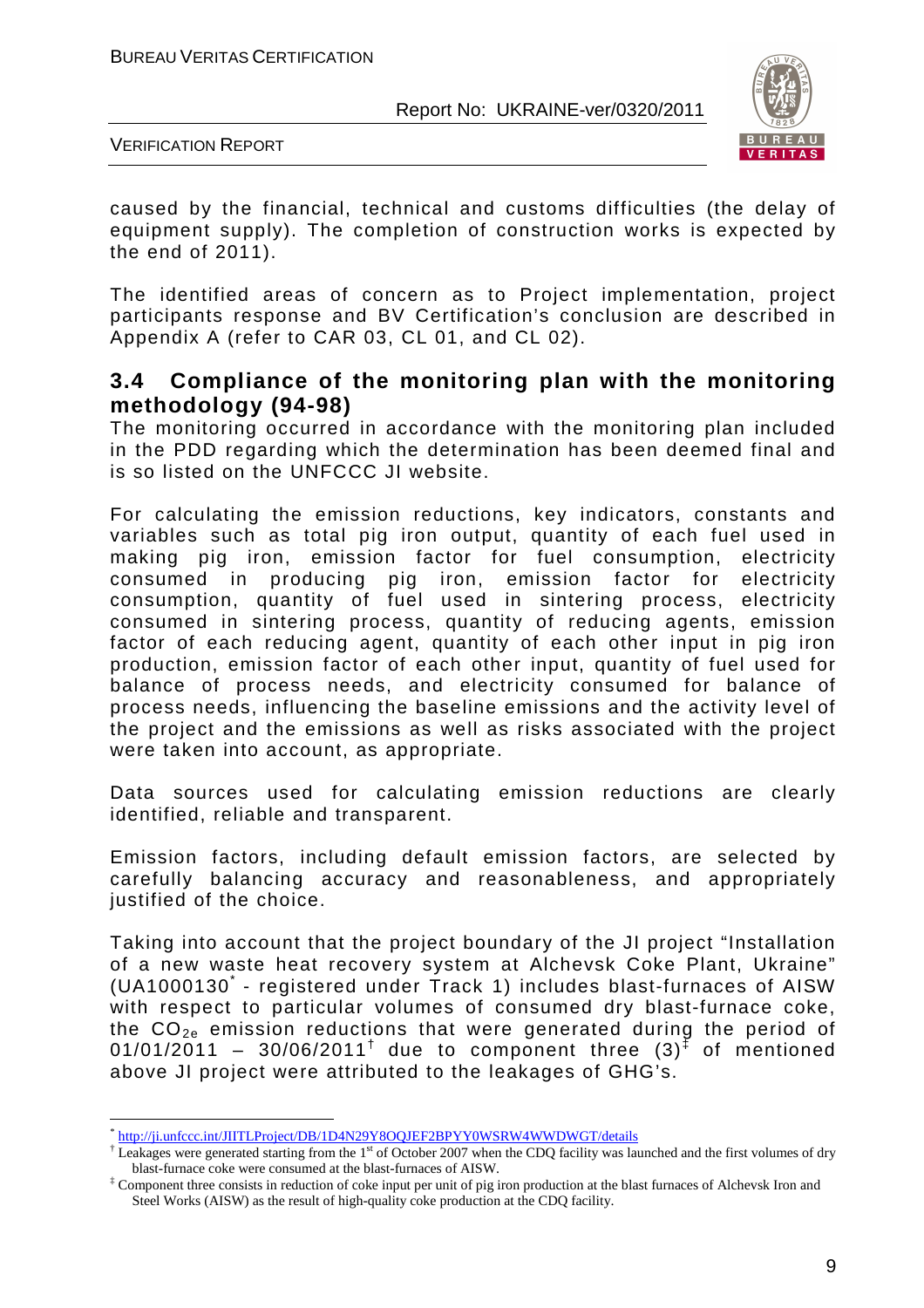caused by the financial, technical and customs difficulties (the delay of equipment supply). The completion of construction works is expected by the end of 2011).

The identified areas of concern as to Project implementation, project participants response and BV Certification's conclusion are described in Appendix A (refer to CAR 03, CL 01, and CL 02).

## 3.4 Compliance of the monitoring plan with the monitoring methodology (94-98)

The monitoring occurred in accordance with the monitoring plan included in the PDD regarding which the determination has been deemed final and is so listed on the UNFCCC JI website.

For calculating the emission reductions, key indicators, constants and variables such as total pig iron output, quantity of each fuel used in making pig iron, emission factor for fuel consumption, electricity consumed in producing pig iron, emission factor for electricity consumption, quantity of fuel used in sintering process, electricity consumed in sintering process, quantity of reducing agents, emission factor of each reducing agent, quantity of each other input in pig iron production, emission factor of each other input, quantity of fuel used for balance of process needs, and electricity consumed for balance of process needs, influencing the baseline emissions and the activity level of the project and the emissions as well as risks associated with the project were taken into account, as appropriate.

Data sources used for calculating emission reductions are clearly identified, reliable and transparent.

Emission factors, including default emission factors, are selected by carefully balancing accuracy and reasonableness, and appropriately justified of the choice.

Taking into account that the project boundary of the JI project "Installation of a new waste heat recovery system at Alchevsk Coke Plant, Ukraine" (UA1000130[*] - registered under Track 1) includes blast-furnaces of AISW with respect to particular volumes of consumed dry blast-furnace coke, the $CO_{2e}$ emission reductions that were generated during the period of 01/01/2011 – 30/06/2011[†] due to component three (3)[‡] of mentioned above JI project were attributed to the leakages of GHG's.

---

[*] http://ji.unfccc.int/JIITLProject/DB/1D4N29Y8OQJEF2BPYY0WSRW4WWDWGT/details

[†] Leakages were generated starting from the 1st of October 2007 when the CDQ facility was launched and the first volumes of dry blast-furnace coke were consumed at the blast-furnaces of AISW.

[‡] Component three consists in reduction of coke input per unit of pig iron production at the blast furnaces of Alchevsk Iron and Steel Works (AISW) as the result of high-quality coke production at the CDQ facility.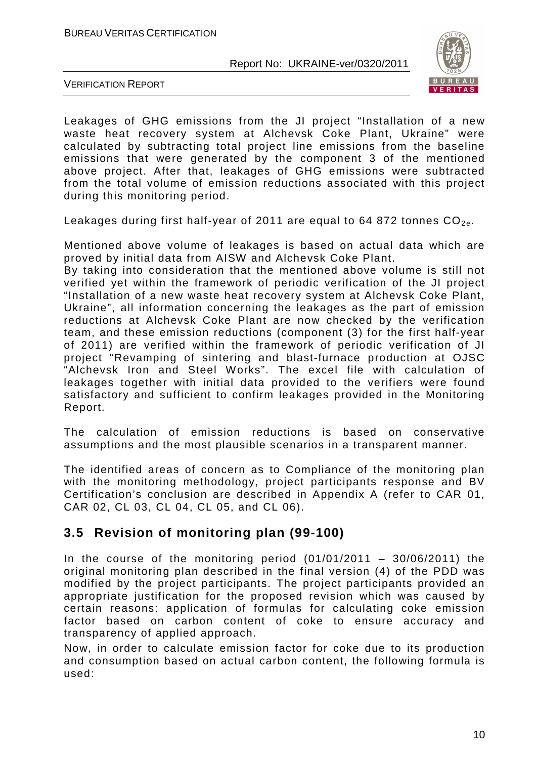Leakages of GHG emissions from the JI project "Installation of a new waste heat recovery system at Alchevsk Coke Plant, Ukraine" were calculated by subtracting total project line emissions from the baseline emissions that were generated by the component 3 of the mentioned above project. After that, leakages of GHG emissions were subtracted from the total volume of emission reductions associated with this project during this monitoring period.

Leakages during first half-year of 2011 are equal to 64 872 tonnes $CO_{2e}$.

Mentioned above volume of leakages is based on actual data which are proved by initial data from AISW and Alchevsk Coke Plant.

By taking into consideration that the mentioned above volume is still not verified yet within the framework of periodic verification of the JI project "Installation of a new waste heat recovery system at Alchevsk Coke Plant, Ukraine", all information concerning the leakages as the part of emission reductions at Alchevsk Coke Plant are now checked by the verification team, and these emission reductions (component (3) for the first half-year of 2011) are verified within the framework of periodic verification of JI project "Revamping of sintering and blast-furnace production at OJSC "Alchevsk Iron and Steel Works". The excel file with calculation of leakages together with initial data provided to the verifiers were found satisfactory and sufficient to confirm leakages provided in the Monitoring Report.

The calculation of emission reductions is based on conservative assumptions and the most plausible scenarios in a transparent manner.

The identified areas of concern as to Compliance of the monitoring plan with the monitoring methodology, project participants response and BV Certification's conclusion are described in Appendix A (refer to CAR 01, CAR 02, CL 03, CL 04, CL 05, and CL 06).

## 3.5 Revision of monitoring plan (99-100)

In the course of the monitoring period (01/01/2011 – 30/06/2011) the original monitoring plan described in the final version (4) of the PDD was modified by the project participants. The project participants provided an appropriate justification for the proposed revision which was caused by certain reasons: application of formulas for calculating coke emission factor based on carbon content of coke to ensure accuracy and transparency of applied approach.

Now, in order to calculate emission factor for coke due to its production and consumption based on actual carbon content, the following formula is used: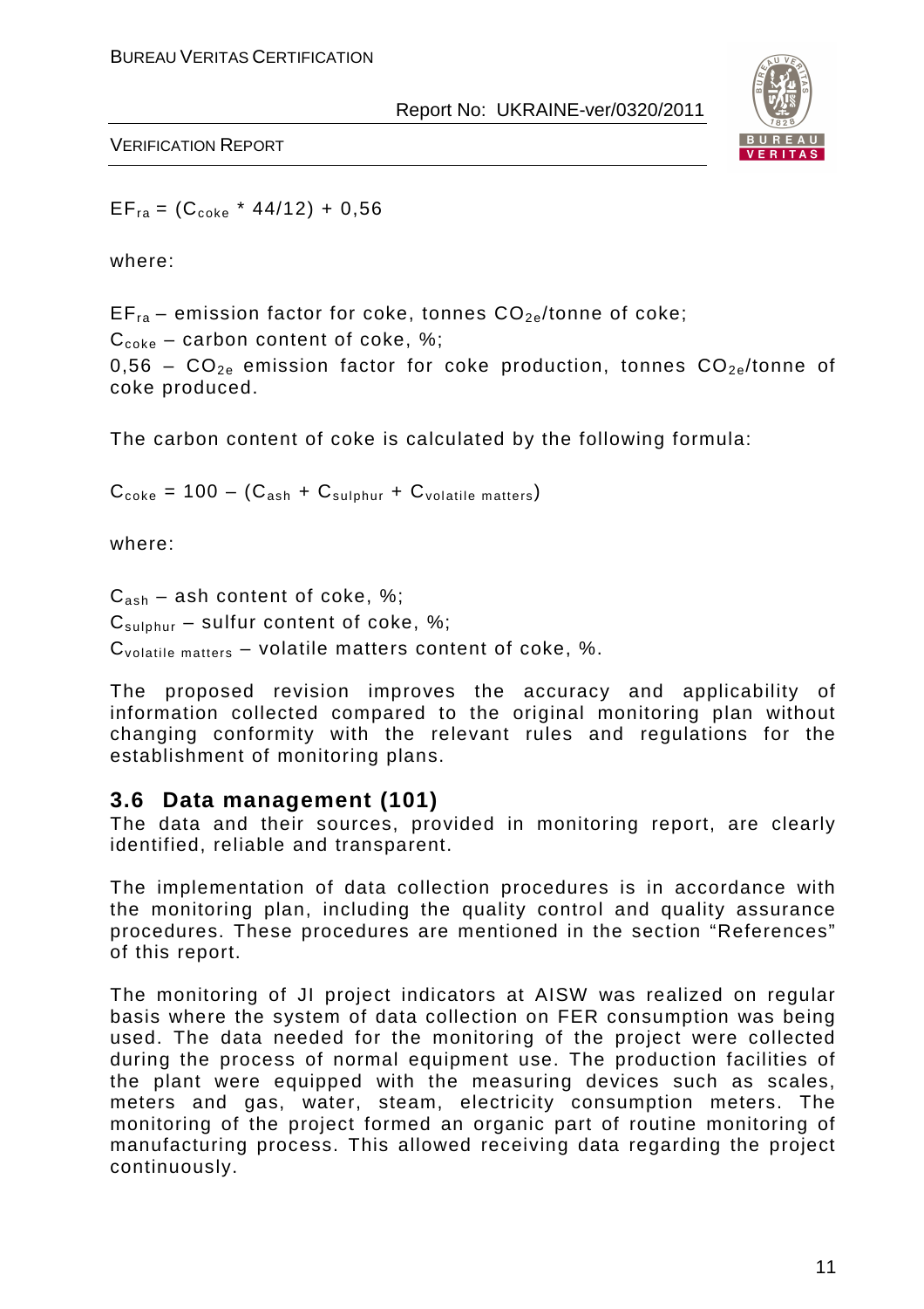$$EF_{ra} = (C_{coke} * 44/12) + 0,56$$

where:

$EF_{ra}$ – emission factor for coke, tonnes $CO_{2e}$/tonne of coke;

$C_{coke}$ – carbon content of coke, %;

0,56 – $CO_{2e}$ emission factor for coke production, tonnes $CO_{2e}$/tonne of coke produced.

The carbon content of coke is calculated by the following formula:

$$C_{coke} = 100 – (C_{ash} + C_{sulphur} + C_{volatile\ matters})$$

where:

$C_{ash}$ – ash content of coke, %;

$C_{sulphur}$ – sulfur content of coke, %;

$C_{volatile\ matters}$ – volatile matters content of coke, %.

The proposed revision improves the accuracy and applicability of information collected compared to the original monitoring plan without changing conformity with the relevant rules and regulations for the establishment of monitoring plans.

## 3.6 Data management (101)

The data and their sources, provided in monitoring report, are clearly identified, reliable and transparent.

The implementation of data collection procedures is in accordance with the monitoring plan, including the quality control and quality assurance procedures. These procedures are mentioned in the section "References" of this report.

The monitoring of JI project indicators at AISW was realized on regular basis where the system of data collection on FER consumption was being used. The data needed for the monitoring of the project were collected during the process of normal equipment use. The production facilities of the plant were equipped with the measuring devices such as scales, meters and gas, water, steam, electricity consumption meters. The monitoring of the project formed an organic part of routine monitoring of manufacturing process. This allowed receiving data regarding the project continuously.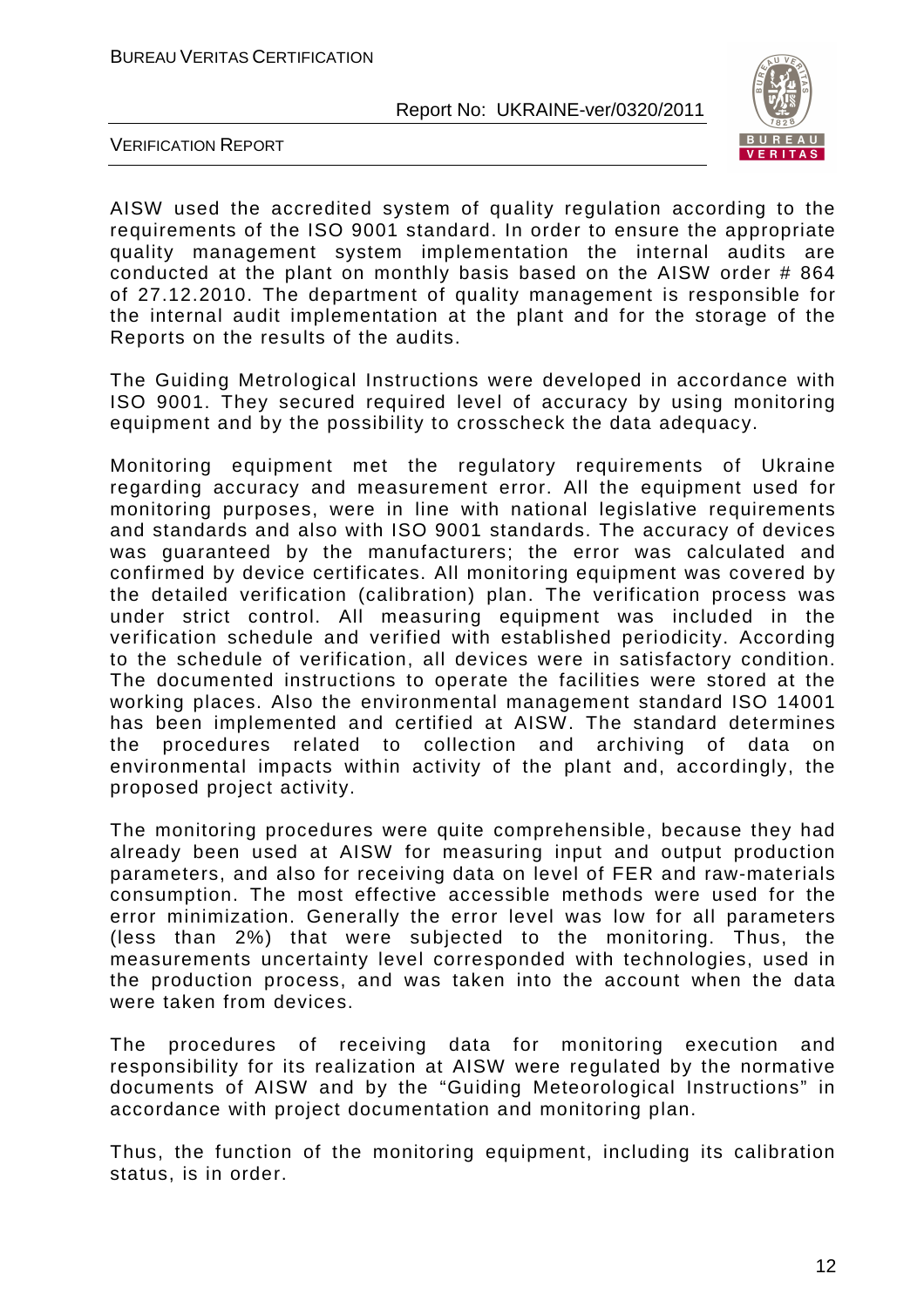AISW used the accredited system of quality regulation according to the requirements of the ISO 9001 standard. In order to ensure the appropriate quality management system implementation the internal audits are conducted at the plant on monthly basis based on the AISW order # 864 of 27.12.2010. The department of quality management is responsible for the internal audit implementation at the plant and for the storage of the Reports on the results of the audits.

The Guiding Metrological Instructions were developed in accordance with ISO 9001. They secured required level of accuracy by using monitoring equipment and by the possibility to crosscheck the data adequacy.

Monitoring equipment met the regulatory requirements of Ukraine regarding accuracy and measurement error. All the equipment used for monitoring purposes, were in line with national legislative requirements and standards and also with ISO 9001 standards. The accuracy of devices was guaranteed by the manufacturers; the error was calculated and confirmed by device certificates. All monitoring equipment was covered by the detailed verification (calibration) plan. The verification process was under strict control. All measuring equipment was included in the verification schedule and verified with established periodicity. According to the schedule of verification, all devices were in satisfactory condition. The documented instructions to operate the facilities were stored at the working places. Also the environmental management standard ISO 14001 has been implemented and certified at AISW. The standard determines the procedures related to collection and archiving of data on environmental impacts within activity of the plant and, accordingly, the proposed project activity.

The monitoring procedures were quite comprehensible, because they had already been used at AISW for measuring input and output production parameters, and also for receiving data on level of FER and raw-materials consumption. The most effective accessible methods were used for the error minimization. Generally the error level was low for all parameters (less than 2%) that were subjected to the monitoring. Thus, the measurements uncertainty level corresponded with technologies, used in the production process, and was taken into the account when the data were taken from devices.

The procedures of receiving data for monitoring execution and responsibility for its realization at AISW were regulated by the normative documents of AISW and by the "Guiding Meteorological Instructions" in accordance with project documentation and monitoring plan.

Thus, the function of the monitoring equipment, including its calibration status, is in order.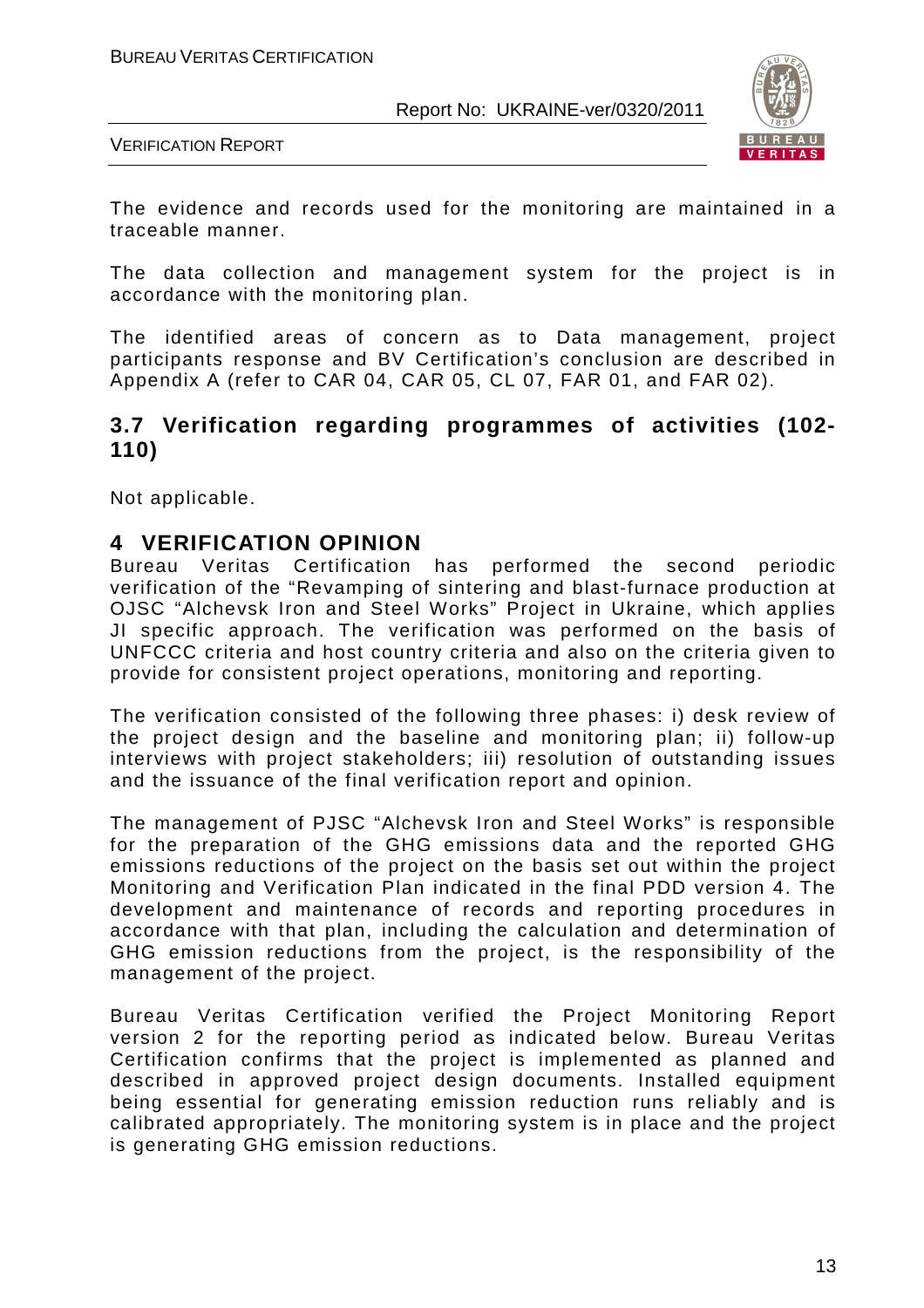The evidence and records used for the monitoring are maintained in a traceable manner.

The data collection and management system for the project is in accordance with the monitoring plan.

The identified areas of concern as to Data management, project participants response and BV Certification's conclusion are described in Appendix A (refer to CAR 04, CAR 05, CL 07, FAR 01, and FAR 02).

## 3.7 Verification regarding programmes of activities (102-110)

Not applicable.

# 4 VERIFICATION OPINION

Bureau Veritas Certification has performed the second periodic verification of the "Revamping of sintering and blast-furnace production at OJSC "Alchevsk Iron and Steel Works" Project in Ukraine, which applies JI specific approach. The verification was performed on the basis of UNFCCC criteria and host country criteria and also on the criteria given to provide for consistent project operations, monitoring and reporting.

The verification consisted of the following three phases: i) desk review of the project design and the baseline and monitoring plan; ii) follow-up interviews with project stakeholders; iii) resolution of outstanding issues and the issuance of the final verification report and opinion.

The management of PJSC "Alchevsk Iron and Steel Works" is responsible for the preparation of the GHG emissions data and the reported GHG emissions reductions of the project on the basis set out within the project Monitoring and Verification Plan indicated in the final PDD version 4. The development and maintenance of records and reporting procedures in accordance with that plan, including the calculation and determination of GHG emission reductions from the project, is the responsibility of the management of the project.

Bureau Veritas Certification verified the Project Monitoring Report version 2 for the reporting period as indicated below. Bureau Veritas Certification confirms that the project is implemented as planned and described in approved project design documents. Installed equipment being essential for generating emission reduction runs reliably and is calibrated appropriately. The monitoring system is in place and the project is generating GHG emission reductions.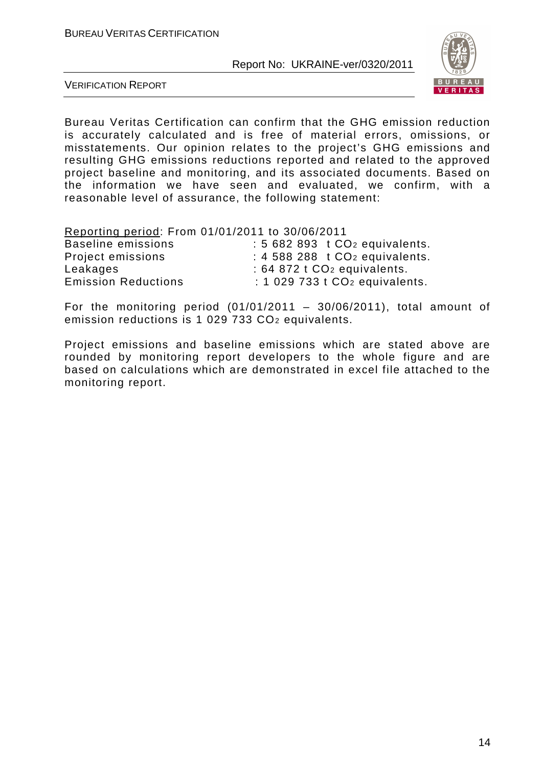Bureau Veritas Certification can confirm that the GHG emission reduction is accurately calculated and is free of material errors, omissions, or misstatements. Our opinion relates to the project's GHG emissions and resulting GHG emissions reductions reported and related to the approved project baseline and monitoring, and its associated documents. Based on the information we have seen and evaluated, we confirm, with a reasonable level of assurance, the following statement:

Reporting period: From 01/01/2011 to 30/06/2011

| | |
|---|---|
| Baseline emissions | : 5 682 893 t $CO_2$ equivalents. |
| Project emissions | : 4 588 288 t $CO_2$ equivalents. |
| Leakages | : 64 872 t $CO_2$ equivalents. |
| Emission Reductions | : 1 029 733 t $CO_2$ equivalents. |

For the monitoring period (01/01/2011 – 30/06/2011), total amount of emission reductions is 1 029 733 $CO_2$ equivalents.

Project emissions and baseline emissions which are stated above are rounded by monitoring report developers to the whole figure and are based on calculations which are demonstrated in excel file attached to the monitoring report.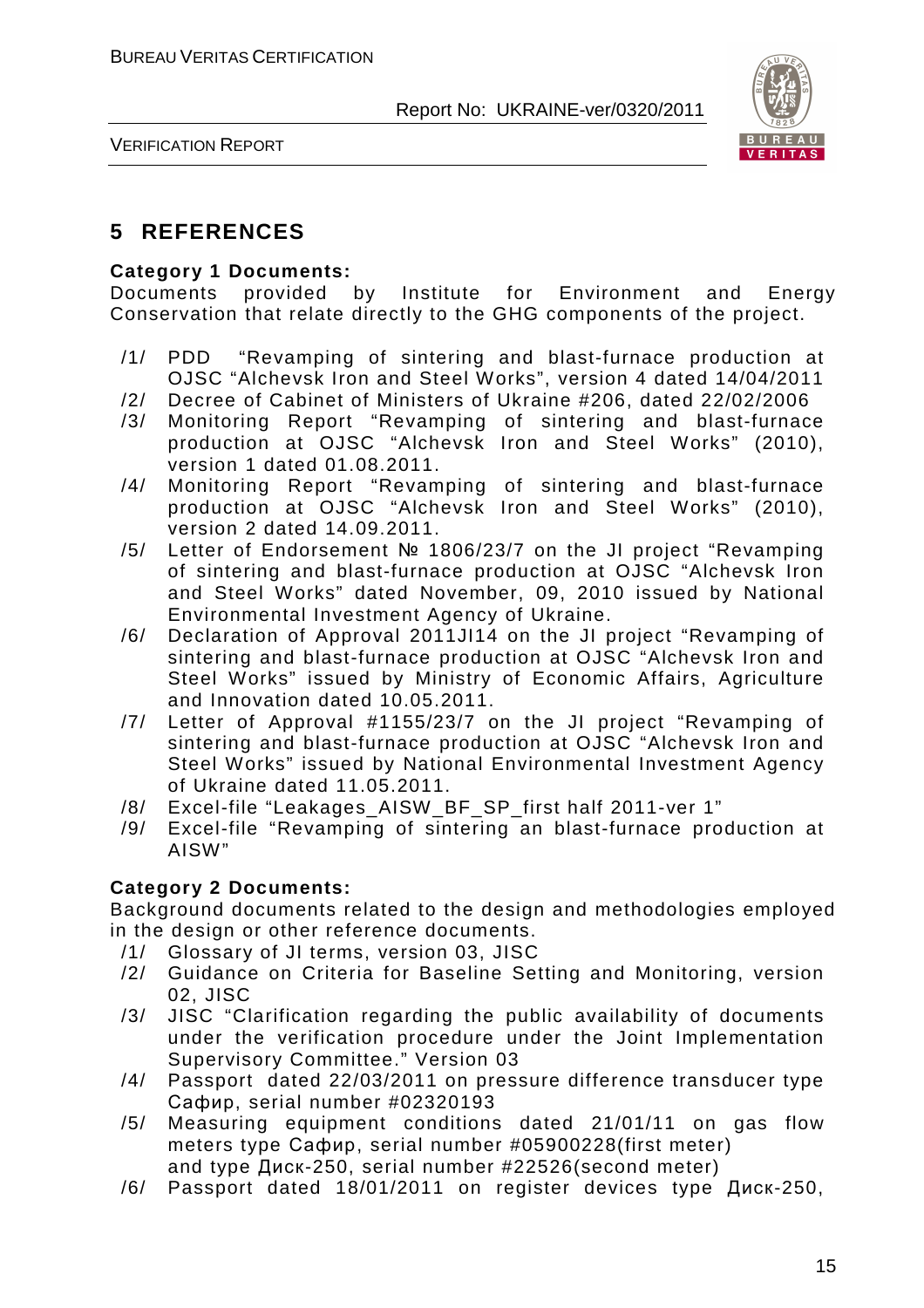# 5 REFERENCES

**Category 1 Documents:**
Documents provided by Institute for Environment and Energy Conservation that relate directly to the GHG components of the project.

/1/ PDD "Revamping of sintering and blast-furnace production at OJSC "Alchevsk Iron and Steel Works", version 4 dated 14/04/2011

/2/ Decree of Cabinet of Ministers of Ukraine #206, dated 22/02/2006

/3/ Monitoring Report "Revamping of sintering and blast-furnace production at OJSC "Alchevsk Iron and Steel Works" (2010), version 1 dated 01.08.2011.

/4/ Monitoring Report "Revamping of sintering and blast-furnace production at OJSC "Alchevsk Iron and Steel Works" (2010), version 2 dated 14.09.2011.

/5/ Letter of Endorsement № 1806/23/7 on the JI project "Revamping of sintering and blast-furnace production at OJSC "Alchevsk Iron and Steel Works" dated November, 09, 2010 issued by National Environmental Investment Agency of Ukraine.

/6/ Declaration of Approval 2011JI14 on the JI project "Revamping of sintering and blast-furnace production at OJSC "Alchevsk Iron and Steel Works" issued by Ministry of Economic Affairs, Agriculture and Innovation dated 10.05.2011.

/7/ Letter of Approval #1155/23/7 on the JI project "Revamping of sintering and blast-furnace production at OJSC "Alchevsk Iron and Steel Works" issued by National Environmental Investment Agency of Ukraine dated 11.05.2011.

/8/ Excel-file "Leakages_AISW_BF_SP_first half 2011-ver 1"

/9/ Excel-file "Revamping of sintering an blast-furnace production at AISW"

**Category 2 Documents:**
Background documents related to the design and methodologies employed in the design or other reference documents.

/1/ Glossary of JI terms, version 03, JISC

/2/ Guidance on Criteria for Baseline Setting and Monitoring, version 02, JISC

/3/ JISC "Clarification regarding the public availability of documents under the verification procedure under the Joint Implementation Supervisory Committee." Version 03

/4/ Passport dated 22/03/2011 on pressure difference transducer type Сафир, serial number #02320193

/5/ Measuring equipment conditions dated 21/01/11 on gas flow meters type Сафир, serial number #05900228(first meter) and type Диск-250, serial number #22526(second meter)

/6/ Passport dated 18/01/2011 on register devices type Диск-250,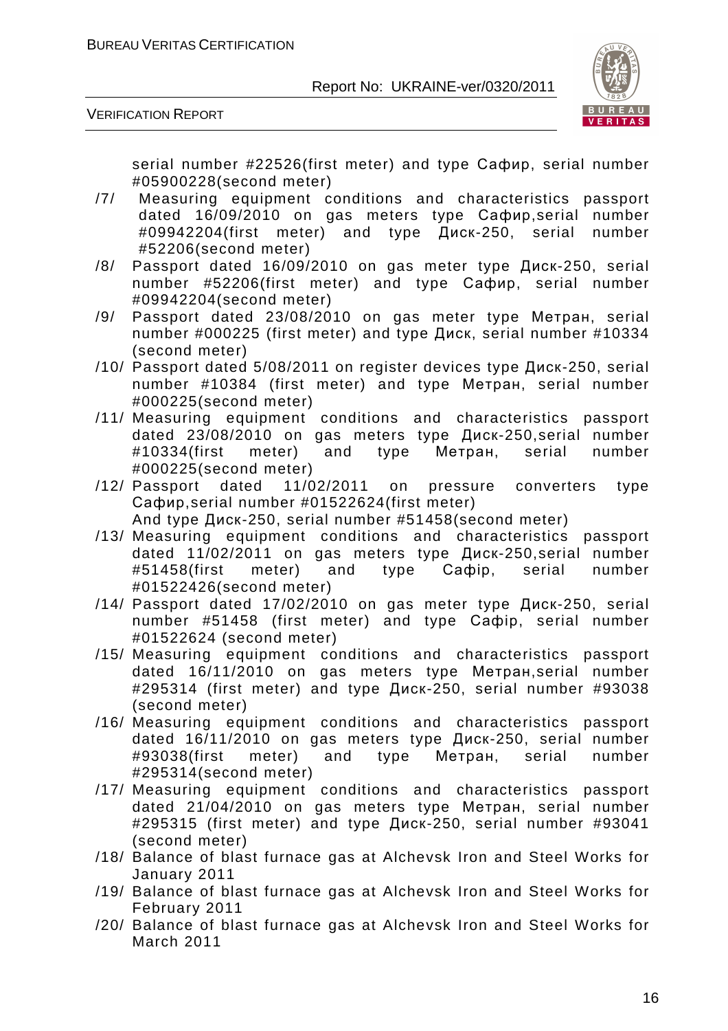serial number #22526(first meter) and type Сафир, serial number #05900228(second meter)

/7/ Measuring equipment conditions and characteristics passport dated 16/09/2010 on gas meters type Сафир,serial number #09942204(first meter) and type Диск-250, serial number #52206(second meter)

/8/ Passport dated 16/09/2010 on gas meter type Диск-250, serial number #52206(first meter) and type Сафир, serial number #09942204(second meter)

/9/ Passport dated 23/08/2010 on gas meter type Метран, serial number #000225 (first meter) and type Диск, serial number #10334 (second meter)

/10/ Passport dated 5/08/2011 on register devices type Диск-250, serial number #10384 (first meter) and type Метран, serial number #000225(second meter)

/11/ Measuring equipment conditions and characteristics passport dated 23/08/2010 on gas meters type Диск-250,serial number #10334(first meter) and type Метран, serial number #000225(second meter)

/12/ Passport dated 11/02/2011 on pressure converters type Сафир,serial number #01522624(first meter)
And type Диск-250, serial number #51458(second meter)

/13/ Measuring equipment conditions and characteristics passport dated 11/02/2011 on gas meters type Диск-250,serial number #51458(first meter) and type Сафір, serial number #01522426(second meter)

/14/ Passport dated 17/02/2010 on gas meter type Диск-250, serial number #51458 (first meter) and type Сафір, serial number #01522624 (second meter)

/15/ Measuring equipment conditions and characteristics passport dated 16/11/2010 on gas meters type Метран,serial number #295314 (first meter) and type Диск-250, serial number #93038 (second meter)

/16/ Measuring equipment conditions and characteristics passport dated 16/11/2010 on gas meters type Диск-250, serial number #93038(first meter) and type Метран, serial number #295314(second meter)

/17/ Measuring equipment conditions and characteristics passport dated 21/04/2010 on gas meters type Метран, serial number #295315 (first meter) and type Диск-250, serial number #93041 (second meter)

/18/ Balance of blast furnace gas at Alchevsk Iron and Steel Works for January 2011

/19/ Balance of blast furnace gas at Alchevsk Iron and Steel Works for February 2011

/20/ Balance of blast furnace gas at Alchevsk Iron and Steel Works for March 2011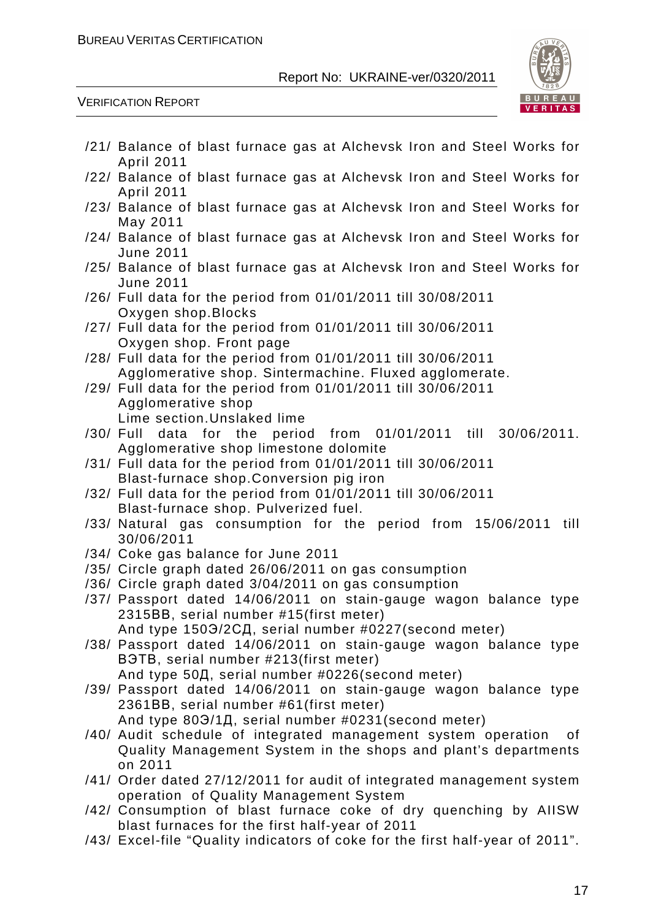/21/ Balance of blast furnace gas at Alchevsk Iron and Steel Works for April 2011

/22/ Balance of blast furnace gas at Alchevsk Iron and Steel Works for April 2011

/23/ Balance of blast furnace gas at Alchevsk Iron and Steel Works for May 2011

/24/ Balance of blast furnace gas at Alchevsk Iron and Steel Works for June 2011

/25/ Balance of blast furnace gas at Alchevsk Iron and Steel Works for June 2011

/26/ Full data for the period from 01/01/2011 till 30/08/2011 Oxygen shop.Blocks

/27/ Full data for the period from 01/01/2011 till 30/06/2011 Oxygen shop. Front page

/28/ Full data for the period from 01/01/2011 till 30/06/2011 Agglomerative shop. Sintermachine. Fluxed agglomerate.

/29/ Full data for the period from 01/01/2011 till 30/06/2011 Agglomerative shop
Lime section.Unslaked lime

/30/ Full data for the period from 01/01/2011 till 30/06/2011. Agglomerative shop limestone dolomite

/31/ Full data for the period from 01/01/2011 till 30/06/2011 Blast-furnace shop.Conversion pig iron

/32/ Full data for the period from 01/01/2011 till 30/06/2011 Blast-furnace shop. Pulverized fuel.

/33/ Natural gas consumption for the period from 15/06/2011 till 30/06/2011

/34/ Coke gas balance for June 2011

/35/ Circle graph dated 26/06/2011 on gas consumption

/36/ Circle graph dated 3/04/2011 on gas consumption

/37/ Passport dated 14/06/2011 on stain-gauge wagon balance type 2315ВВ, serial number #15(first meter)
And type 150Э/2СД, serial number #0227(second meter)

/38/ Passport dated 14/06/2011 on stain-gauge wagon balance type ВЭТВ, serial number #213(first meter)
And type 50Д, serial number #0226(second meter)

/39/ Passport dated 14/06/2011 on stain-gauge wagon balance type 2361ВВ, serial number #61(first meter)
And type 80Э/1Д, serial number #0231(second meter)

/40/ Audit schedule of integrated management system operation of Quality Management System in the shops and plant's departments on 2011

/41/ Order dated 27/12/2011 for audit of integrated management system operation of Quality Management System

/42/ Consumption of blast furnace coke of dry quenching by AIISW blast furnaces for the first half-year of 2011

/43/ Excel-file "Quality indicators of coke for the first half-year of 2011".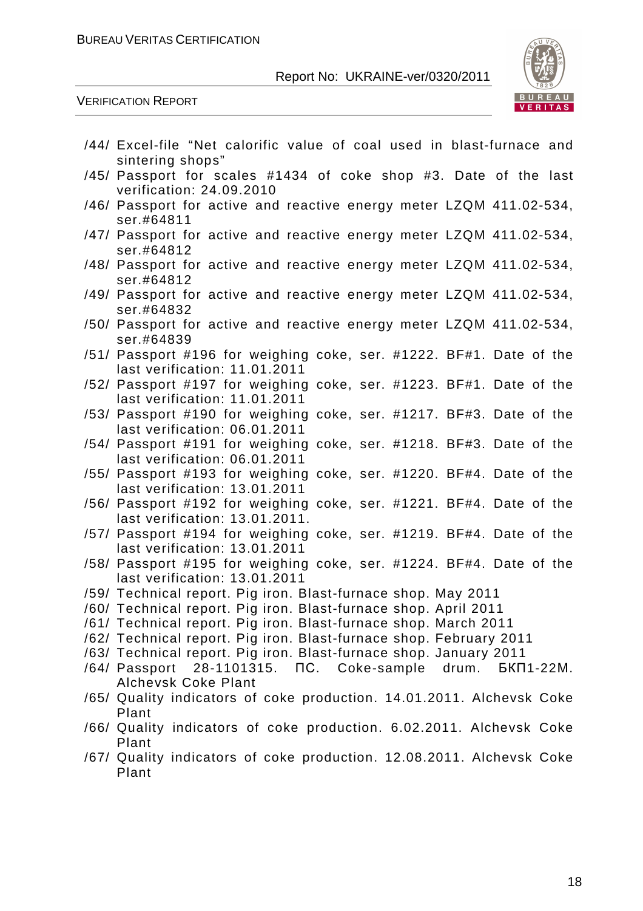/44/ Excel-file "Net calorific value of coal used in blast-furnace and sintering shops"

/45/ Passport for scales #1434 of coke shop #3. Date of the last verification: 24.09.2010

/46/ Passport for active and reactive energy meter LZQM 411.02-534, ser.#64811

/47/ Passport for active and reactive energy meter LZQM 411.02-534, ser.#64812

/48/ Passport for active and reactive energy meter LZQM 411.02-534, ser.#64812

/49/ Passport for active and reactive energy meter LZQM 411.02-534, ser.#64832

/50/ Passport for active and reactive energy meter LZQM 411.02-534, ser.#64839

/51/ Passport #196 for weighing coke, ser. #1222. BF#1. Date of the last verification: 11.01.2011

/52/ Passport #197 for weighing coke, ser. #1223. BF#1. Date of the last verification: 11.01.2011

/53/ Passport #190 for weighing coke, ser. #1217. BF#3. Date of the last verification: 06.01.2011

/54/ Passport #191 for weighing coke, ser. #1218. BF#3. Date of the last verification: 06.01.2011

/55/ Passport #193 for weighing coke, ser. #1220. BF#4. Date of the last verification: 13.01.2011

/56/ Passport #192 for weighing coke, ser. #1221. BF#4. Date of the last verification: 13.01.2011.

/57/ Passport #194 for weighing coke, ser. #1219. BF#4. Date of the last verification: 13.01.2011

/58/ Passport #195 for weighing coke, ser. #1224. BF#4. Date of the last verification: 13.01.2011

/59/ Technical report. Pig iron. Blast-furnace shop. May 2011

/60/ Technical report. Pig iron. Blast-furnace shop. April 2011

/61/ Technical report. Pig iron. Blast-furnace shop. March 2011

/62/ Technical report. Pig iron. Blast-furnace shop. February 2011

/63/ Technical report. Pig iron. Blast-furnace shop. January 2011

/64/ Passport 28-1101315. ПС. Coke-sample drum. БКП1-22М. Alchevsk Coke Plant

/65/ Quality indicators of coke production. 14.01.2011. Alchevsk Coke Plant

/66/ Quality indicators of coke production. 6.02.2011. Alchevsk Coke Plant

/67/ Quality indicators of coke production. 12.08.2011. Alchevsk Coke Plant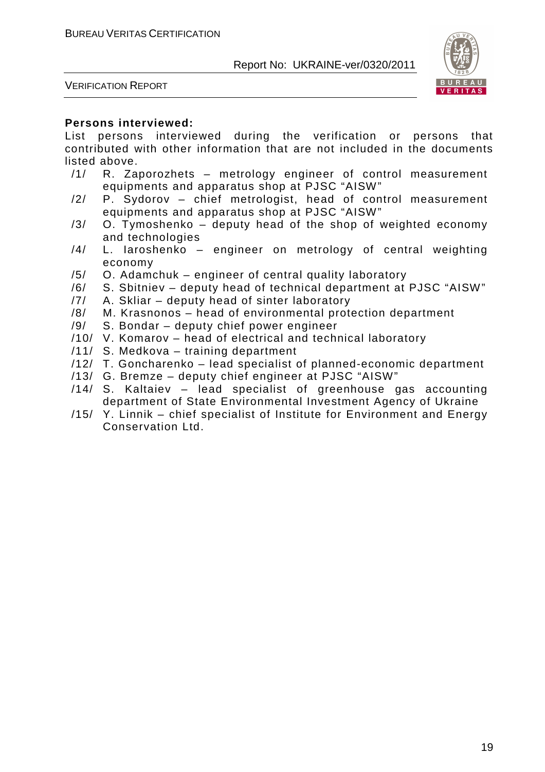**Persons interviewed:**

List persons interviewed during the verification or persons that contributed with other information that are not included in the documents listed above.

/1/ R. Zaporozhets – metrology engineer of control measurement equipments and apparatus shop at PJSC "AISW"

/2/ P. Sydorov – chief metrologist, head of control measurement equipments and apparatus shop at PJSC "AISW"

/3/ O. Tymoshenko – deputy head of the shop of weighted economy and technologies

/4/ L. Iaroshenko – engineer on metrology of central weighting economy

/5/ O. Adamchuk – engineer of central quality laboratory

/6/ S. Sbitniev – deputy head of technical department at PJSC "AISW"

/7/ A. Skliar – deputy head of sinter laboratory

/8/ M. Krasnonos – head of environmental protection department

/9/ S. Bondar – deputy chief power engineer

/10/ V. Komarov – head of electrical and technical laboratory

/11/ S. Medkova – training department

/12/ T. Goncharenko – lead specialist of planned-economic department

/13/ G. Bremze – deputy chief engineer at PJSC "AISW"

/14/ S. Kaltaiev – lead specialist of greenhouse gas accounting department of State Environmental Investment Agency of Ukraine

/15/ Y. Linnik – chief specialist of Institute for Environment and Energy Conservation Ltd.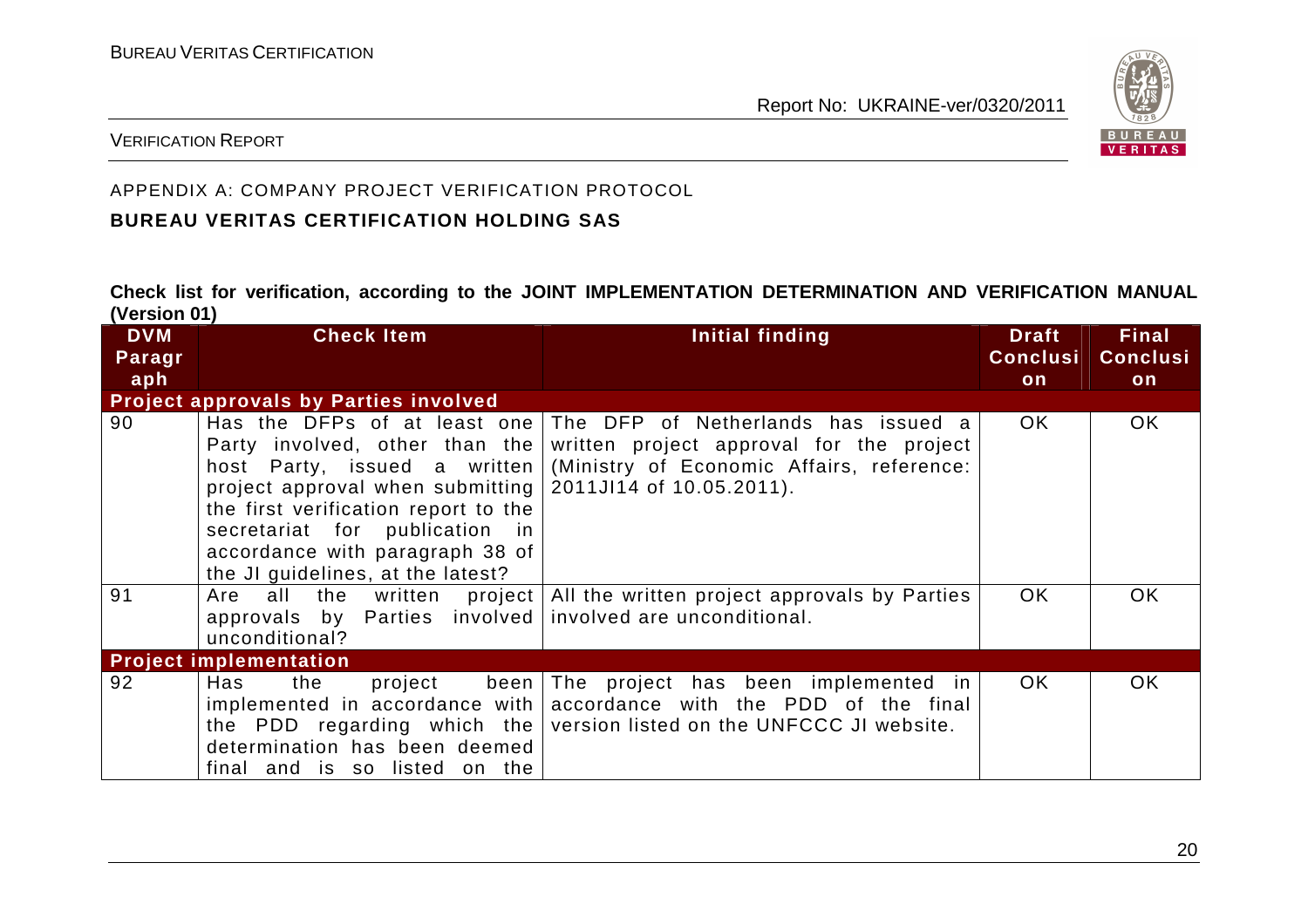APPENDIX A: COMPANY PROJECT VERIFICATION PROTOCOL

**BUREAU VERITAS CERTIFICATION HOLDING SAS**

**Check list for verification, according to the JOINT IMPLEMENTATION DETERMINATION AND VERIFICATION MANUAL (Version 01)**

| DVM Paragraph | Check Item | Initial finding | Draft Conclusion | Final Conclusion |
|---|---|---|---|---|
| **Project approvals by Parties involved** | | | | |
| 90 | Has the DFPs of at least one Party involved, other than the host Party, issued a written project approval when submitting the first verification report to the secretariat for publication in accordance with paragraph 38 of the JI guidelines, at the latest? | The DFP of Netherlands has issued a written project approval for the project (Ministry of Economic Affairs, reference: 2011JI14 of 10.05.2011). | OK | OK |
| 91 | Are all the written project approvals by Parties involved unconditional? | All the written project approvals by Parties involved are unconditional. | OK | OK |
| **Project implementation** | | | | |
| 92 | Has the project been implemented in accordance with the PDD regarding which the determination has been deemed final and is so listed on the | The project has been implemented in accordance with the PDD of the final version listed on the UNFCCC JI website. | OK | OK |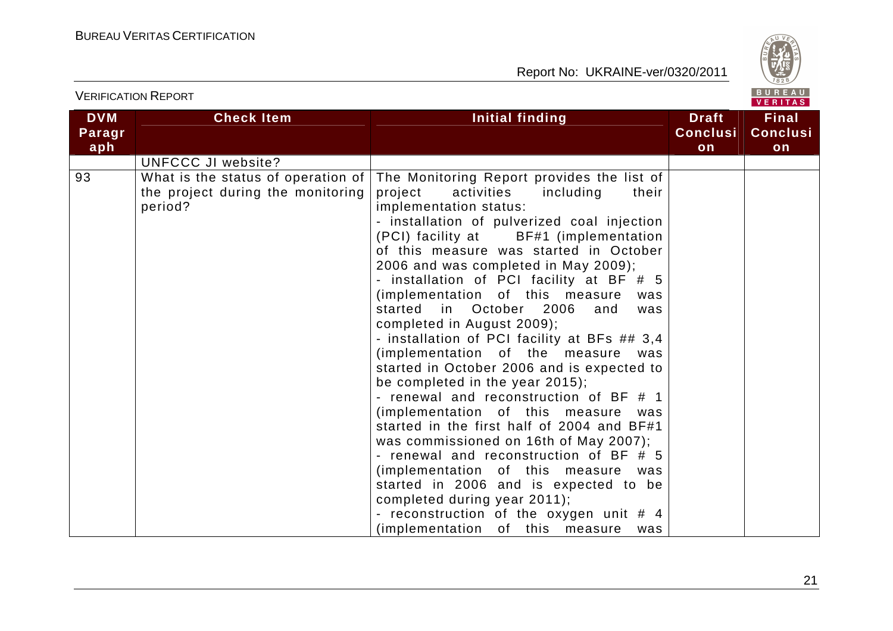| DVM Paragraph | Check Item | Initial finding | Draft Conclusion | Final Conclusion |
|---|---|---|---|---|
| | UNFCCC JI website? | | | |
| 93 | What is the status of operation of the project during the monitoring period? | The Monitoring Report provides the list of project activities including their implementation status:<br>- installation of pulverized coal injection (PCI) facility at BF#1 (implementation of this measure was started in October 2006 and was completed in May 2009);<br>- installation of PCI facility at BF # 5 (implementation of this measure was started in October 2006 and was completed in August 2009);<br>- installation of PCI facility at BFs ## 3,4 (implementation of the measure was started in October 2006 and is expected to be completed in the year 2015);<br>- renewal and reconstruction of BF # 1 (implementation of this measure was started in the first half of 2004 and BF#1 was commissioned on 16th of May 2007);<br>- renewal and reconstruction of BF # 5 (implementation of this measure was started in 2006 and is expected to be completed during year 2011);<br>- reconstruction of the oxygen unit # 4 (implementation of this measure was | | |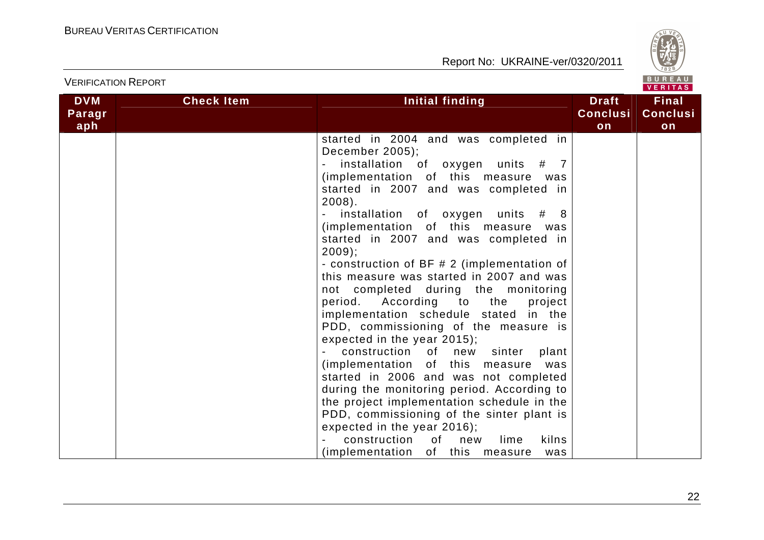| DVM Paragraph | Check Item | Initial finding | Draft Conclusion | Final Conclusion |
|---|---|---|---|---|
| | | started in 2004 and was completed in December 2005);<br>- installation of oxygen units # 7 (implementation of this measure was started in 2007 and was completed in 2008).<br>- installation of oxygen units # 8 (implementation of this measure was started in 2007 and was completed in 2009);<br>- construction of BF # 2 (implementation of this measure was started in 2007 and was not completed during the monitoring period. According to the project implementation schedule stated in the PDD, commissioning of the measure is expected in the year 2015);<br>- construction of new sinter plant (implementation of this measure was started in 2006 and was not completed during the monitoring period. According to the project implementation schedule in the PDD, commissioning of the sinter plant is expected in the year 2016);<br>- construction of new lime kilns (implementation of this measure was | | |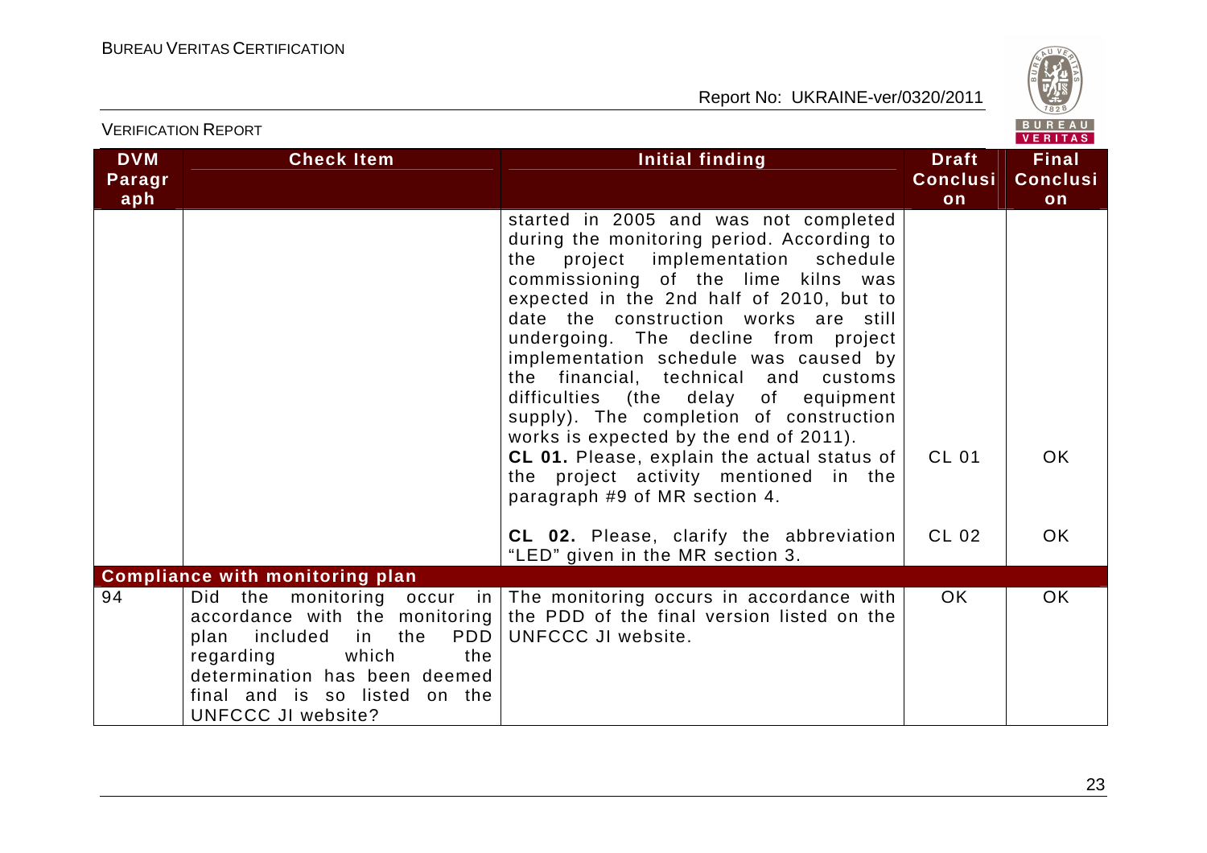| DVM Paragraph | Check Item | Initial finding | Draft Conclusion | Final Conclusion |
|---|---|---|---|---|
| | | started in 2005 and was not completed during the monitoring period. According to the project implementation schedule commissioning of the lime kilns was expected in the 2nd half of 2010, but to date the construction works are still undergoing. The decline from project implementation schedule was caused by the financial, technical and customs difficulties (the delay of equipment supply). The completion of construction works is expected by the end of 2011).<br>**CL 01.** Please, explain the actual status of the project activity mentioned in the paragraph #9 of MR section 4. | CL 01 | OK |
| | | **CL 02.** Please, clarify the abbreviation "LED" given in the MR section 3. | CL 02 | OK |
| **Compliance with monitoring plan** | | | | |
| 94 | Did the monitoring occur in accordance with the monitoring plan included in the PDD regarding which the determination has been deemed final and is so listed on the UNFCCC JI website? | The monitoring occurs in accordance with the PDD of the final version listed on the UNFCCC JI website. | OK | OK |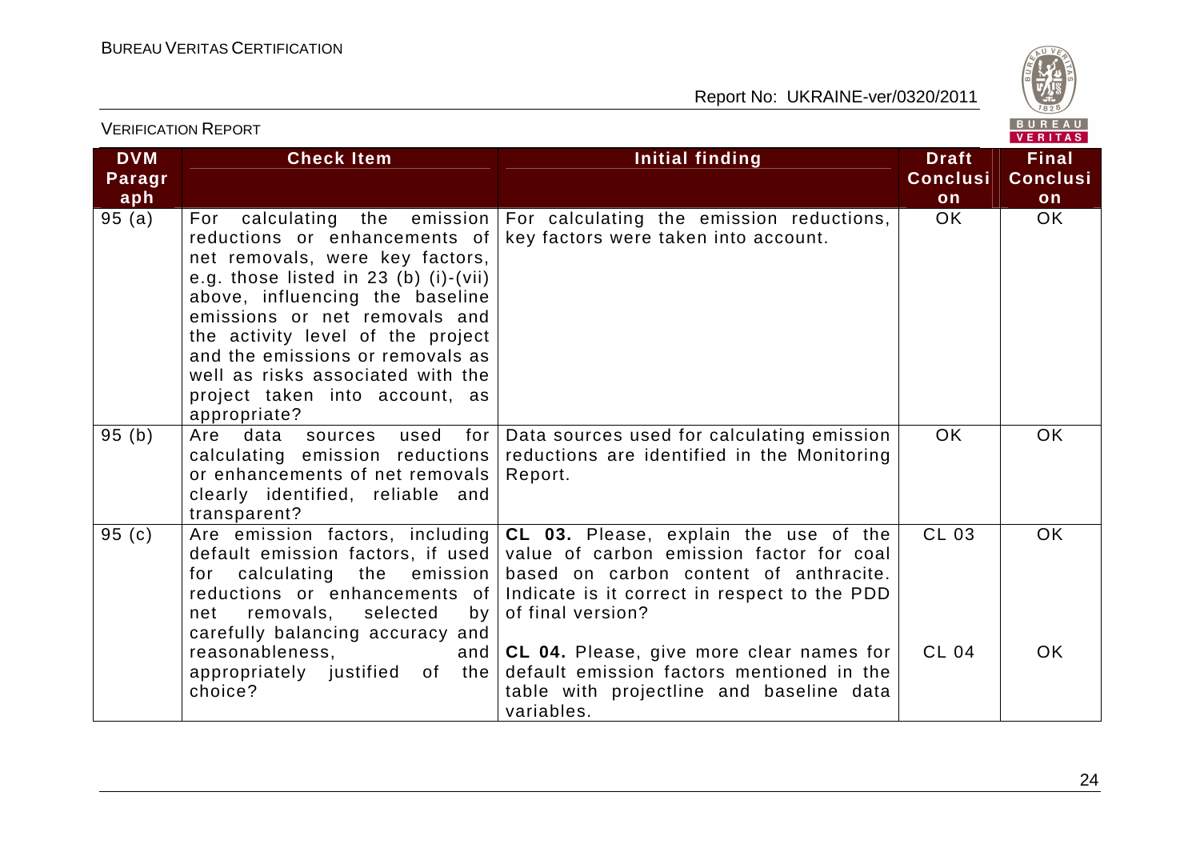| DVM Paragraph | Check Item | Initial finding | Draft Conclusion | Final Conclusion |
|---|---|---|---|---|
| 95 (a) | For calculating the emission reductions or enhancements of net removals, were key factors, e.g. those listed in 23 (b) (i)-(vii) above, influencing the baseline emissions or net removals and the activity level of the project and the emissions or removals as well as risks associated with the project taken into account, as appropriate? | For calculating the emission reductions, key factors were taken into account. | OK | OK |
| 95 (b) | Are data sources used for calculating emission reductions or enhancements of net removals clearly identified, reliable and transparent? | Data sources used for calculating emission reductions are identified in the Monitoring Report. | OK | OK |
| 95 (c) | Are emission factors, including default emission factors, if used for calculating the emission reductions or enhancements of net removals, selected by carefully balancing accuracy and reasonableness, and appropriately justified of the choice? | **CL 03.** Please, explain the use of the value of carbon emission factor for coal based on carbon content of anthracite. Indicate is it correct in respect to the PDD of final version?<br><br>**CL 04.** Please, give more clear names for default emission factors mentioned in the table with projectline and baseline data variables. | CL 03<br><br>CL 04 | OK<br><br>OK |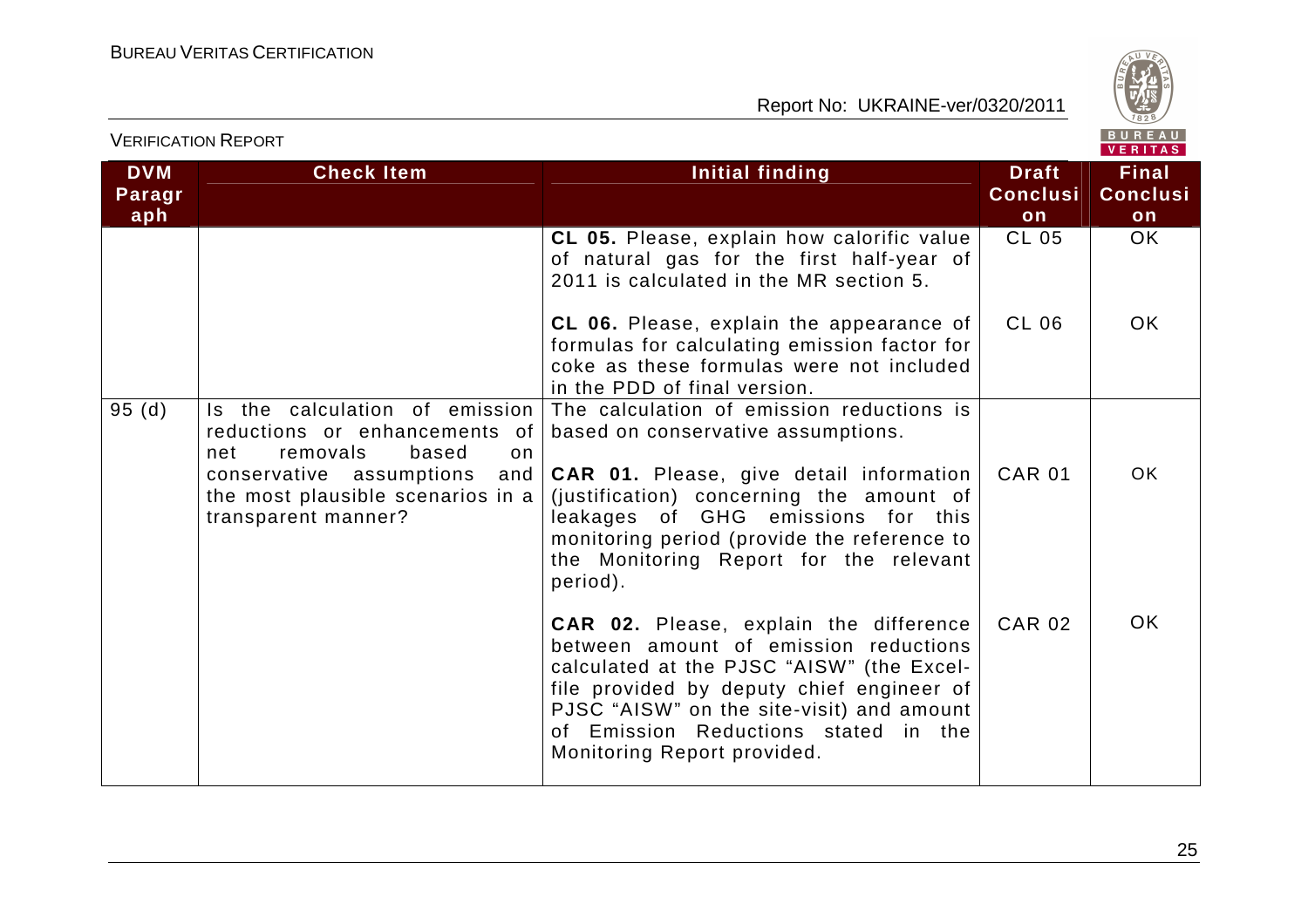| DVM Paragraph | Check Item | Initial finding | Draft Conclusion | Final Conclusion |
|---|---|---|---|---|
| | | **CL 05.** Please, explain how calorific value of natural gas for the first half-year of 2011 is calculated in the MR section 5. | CL 05 | OK |
| | | **CL 06.** Please, explain the appearance of formulas for calculating emission factor for coke as these formulas were not included in the PDD of final version. | CL 06 | OK |
| 95 (d) | Is the calculation of emission reductions or enhancements of net removals based on conservative assumptions and the most plausible scenarios in a transparent manner? | The calculation of emission reductions is based on conservative assumptions. | | |
| | | **CAR 01.** Please, give detail information (justification) concerning the amount of leakages of GHG emissions for this monitoring period (provide the reference to the Monitoring Report for the relevant period). | CAR 01 | OK |
| | | **CAR 02.** Please, explain the difference between amount of emission reductions calculated at the PJSC "AISW" (the Excel-file provided by deputy chief engineer of PJSC "AISW" on the site-visit) and amount of Emission Reductions stated in the Monitoring Report provided. | CAR 02 | OK |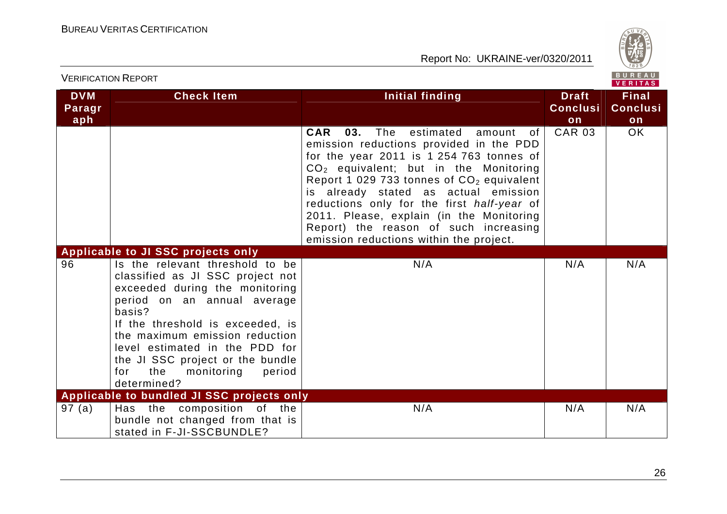| DVM Paragraph | Check Item | Initial finding | Draft Conclusion | Final Conclusion |
|---|---|---|---|---|
| | | **CAR 03.** The estimated amount of emission reductions provided in the PDD for the year 2011 is 1 254 763 tonnes of $CO_2$ equivalent; but in the Monitoring Report 1 029 733 tonnes of $CO_2$ equivalent is already stated as actual emission reductions only for the first *half-year* of 2011. Please, explain (in the Monitoring Report) the reason of such increasing emission reductions within the project. | CAR 03 | OK |
| **Applicable to JI SSC projects only** | | | | |
| 96 | Is the relevant threshold to be classified as JI SSC project not exceeded during the monitoring period on an annual average basis? If the threshold is exceeded, is the maximum emission reduction level estimated in the PDD for the JI SSC project or the bundle for the monitoring period determined? | N/A | N/A | N/A |
| **Applicable to bundled JI SSC projects only** | | | | |
| 97 (a) | Has the composition of the bundle not changed from that is stated in F-JI-SSCBUNDLE? | N/A | N/A | N/A |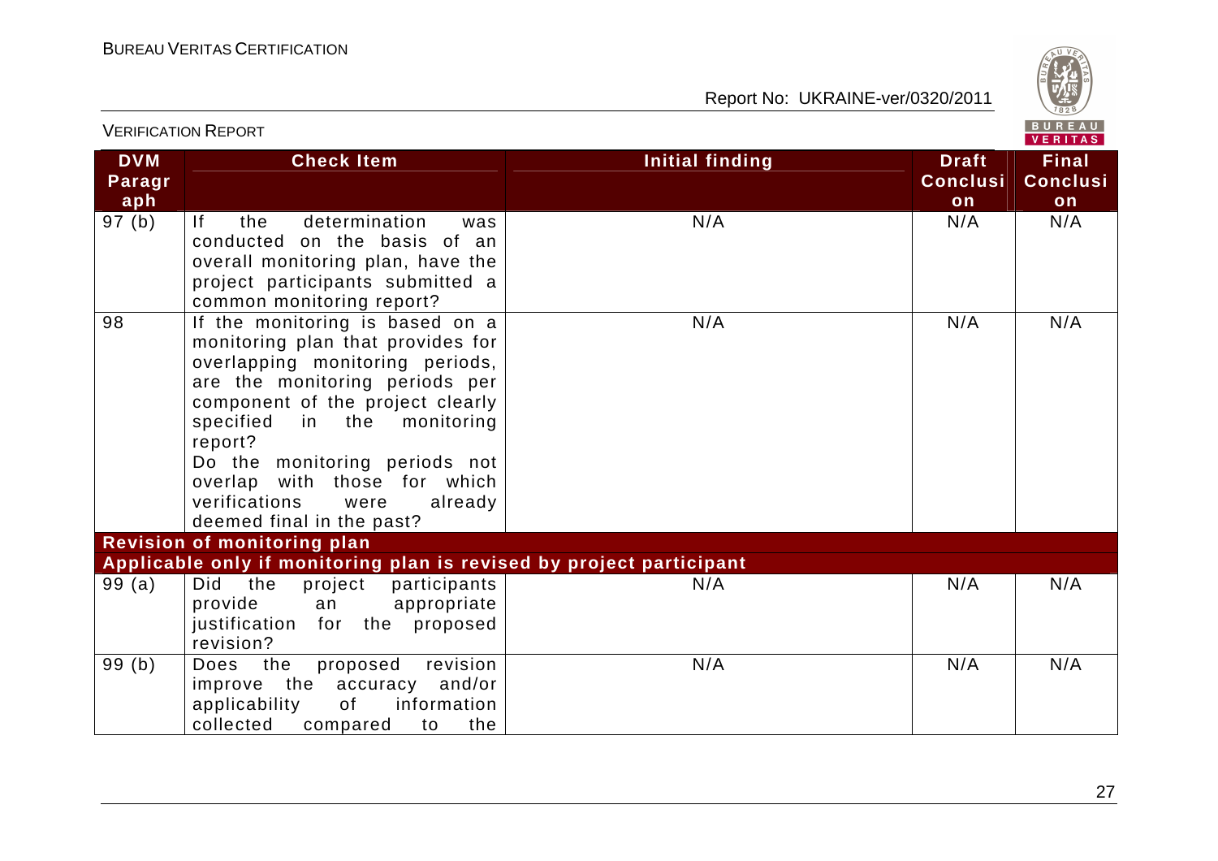| DVM Paragraph | Check Item | Initial finding | Draft Conclusion | Final Conclusion |
|---|---|---|---|---|
| 97 (b) | If the determination was conducted on the basis of an overall monitoring plan, have the project participants submitted a common monitoring report? | N/A | N/A | N/A |
| 98 | If the monitoring is based on a monitoring plan that provides for overlapping monitoring periods, are the monitoring periods per component of the project clearly specified in the monitoring report?<br>Do the monitoring periods not overlap with those for which verifications were already deemed final in the past? | N/A | N/A | N/A |
| **Revision of monitoring plan** | | | | |
| **Applicable only if monitoring plan is revised by project participant** | | | | |
| 99 (a) | Did the project participants provide an appropriate justification for the proposed revision? | N/A | N/A | N/A |
| 99 (b) | Does the proposed revision improve the accuracy and/or applicability of information collected compared to the | N/A | N/A | N/A |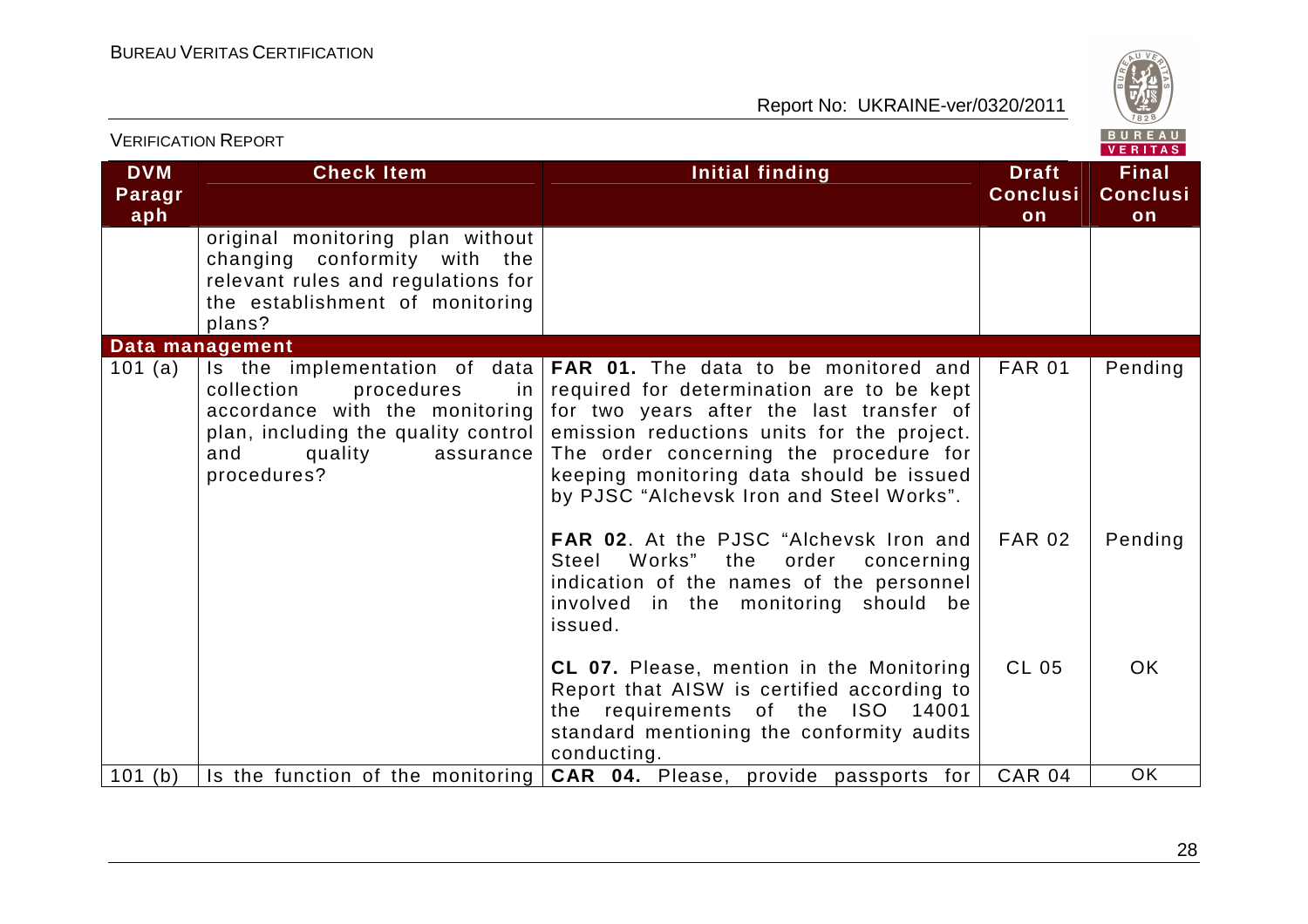| DVM Paragraph | Check Item | Initial finding | Draft Conclusion | Final Conclusion |
|---|---|---|---|---|
| | original monitoring plan without changing conformity with the relevant rules and regulations for the establishment of monitoring plans? | | | |
| **Data management** | | | | |
| 101 (a) | Is the implementation of data collection procedures in accordance with the monitoring plan, including the quality control and quality assurance procedures? | **FAR 01.** The data to be monitored and required for determination are to be kept for two years after the last transfer of emission reductions units for the project. The order concerning the procedure for keeping monitoring data should be issued by PJSC "Alchevsk Iron and Steel Works". | FAR 01 | Pending |
| | | **FAR 02**. At the PJSC "Alchevsk Iron and Steel Works" the order concerning indication of the names of the personnel involved in the monitoring should be issued. | FAR 02 | Pending |
| | | **CL 07.** Please, mention in the Monitoring Report that AISW is certified according to the requirements of the ISO 14001 standard mentioning the conformity audits conducting. | CL 05 | OK |
| 101 (b) | Is the function of the monitoring | **CAR 04.** Please, provide passports for | CAR 04 | OK |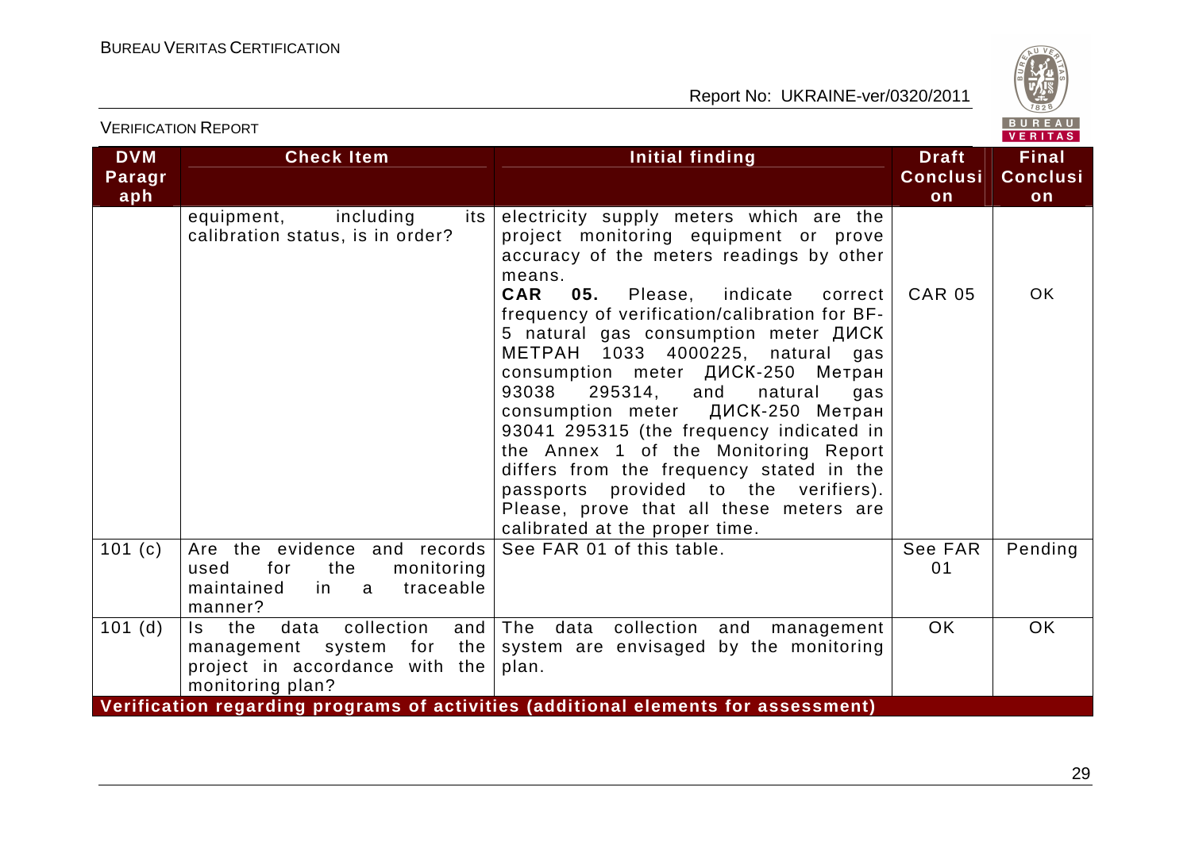| DVM Paragraph | Check Item | Initial finding | Draft Conclusion | Final Conclusion |
|---|---|---|---|---|
| | equipment, including its calibration status, is in order? | electricity supply meters which are the project monitoring equipment or prove accuracy of the meters readings by other means.<br>**CAR 05.** Please, indicate correct frequency of verification/calibration for BF-5 natural gas consumption meter ДИСК МЕТРАН 1033 4000225, natural gas consumption meter ДИСК-250 Метран 93038 295314, and natural gas consumption meter ДИСК-250 Метран 93041 295315 (the frequency indicated in the Annex 1 of the Monitoring Report differs from the frequency stated in the passports provided to the verifiers). Please, prove that all these meters are calibrated at the proper time. | CAR 05 | OK |
| 101 (c) | Are the evidence and records used for the monitoring maintained in a traceable manner? | See FAR 01 of this table. | See FAR 01 | Pending |
| 101 (d) | Is the data collection and management system for the project in accordance with the monitoring plan? | The data collection and management system are envisaged by the monitoring plan. | OK | OK |
| **Verification regarding programs of activities (additional elements for assessment)** | | | | |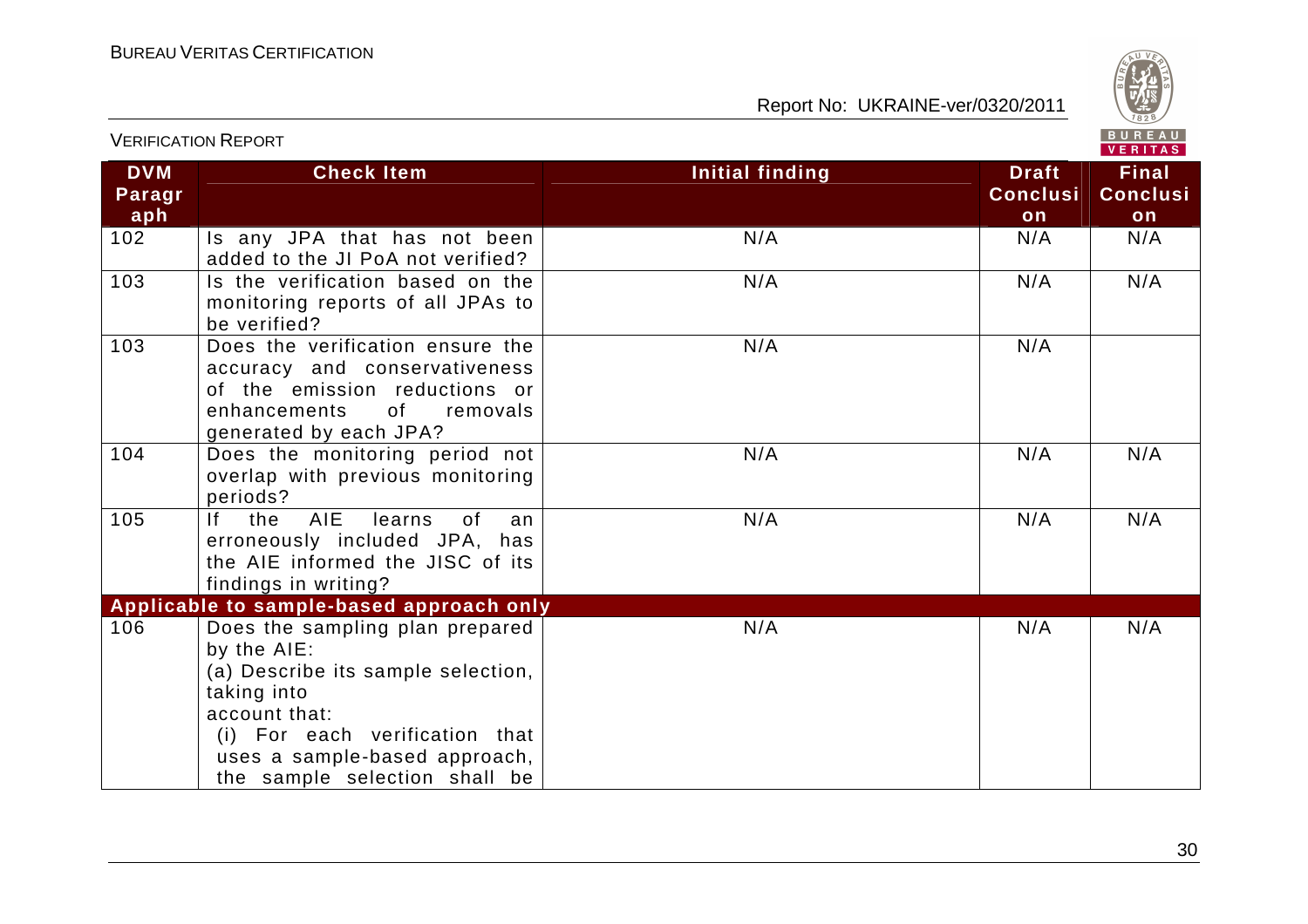| DVM Paragraph | Check Item | Initial finding | Draft Conclusion | Final Conclusion |
|---|---|---|---|---|
| 102 | Is any JPA that has not been added to the JI PoA not verified? | N/A | N/A | N/A |
| 103 | Is the verification based on the monitoring reports of all JPAs to be verified? | N/A | N/A | N/A |
| 103 | Does the verification ensure the accuracy and conservativeness of the emission reductions or enhancements of removals generated by each JPA? | N/A | N/A | |
| 104 | Does the monitoring period not overlap with previous monitoring periods? | N/A | N/A | N/A |
| 105 | If the AIE learns of an erroneously included JPA, has the AIE informed the JISC of its findings in writing? | N/A | N/A | N/A |
| **Applicable to sample-based approach only** | | | | |
| 106 | Does the sampling plan prepared by the AIE:<br>(a) Describe its sample selection, taking into account that:<br>(i) For each verification that uses a sample-based approach, the sample selection shall be | N/A | N/A | N/A |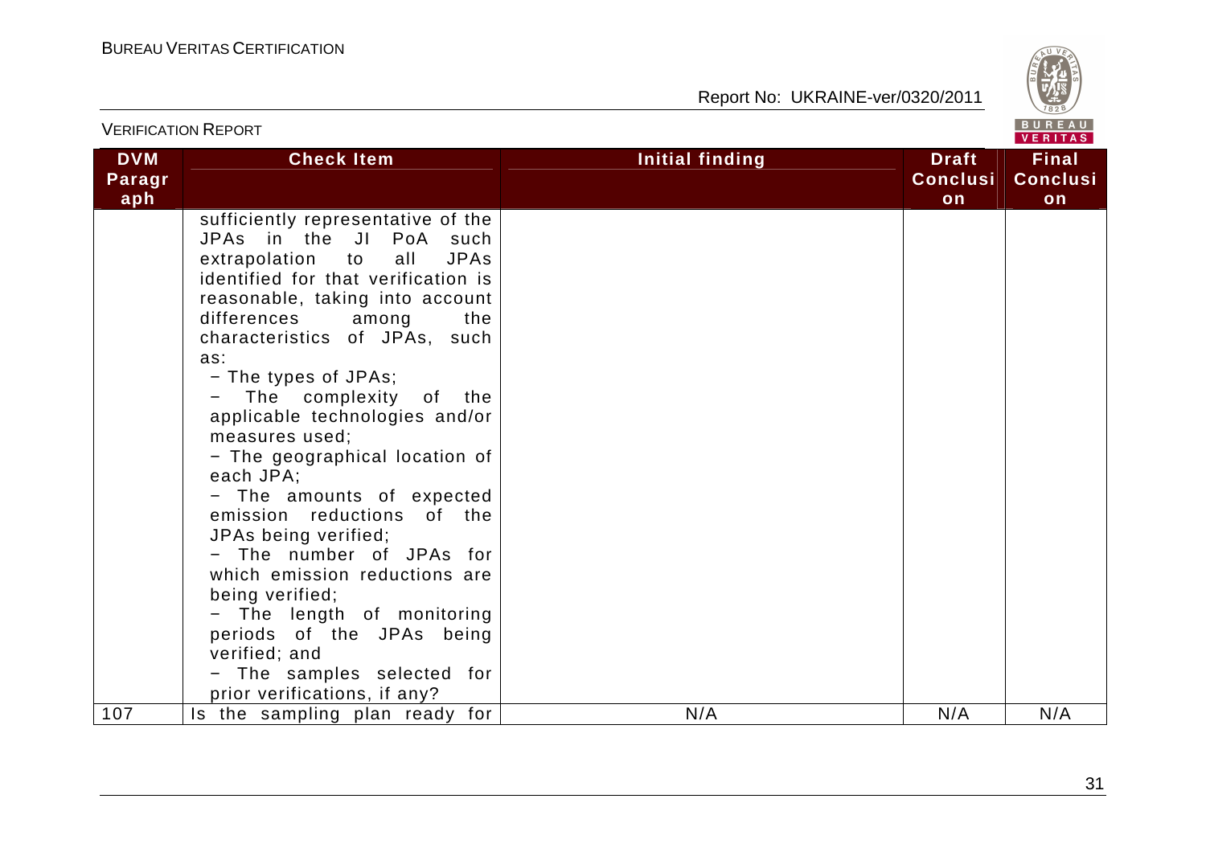| DVM Paragraph | Check Item | Initial finding | Draft Conclusion | Final Conclusion |
|---|---|---|---|---|
| | sufficiently representative of the JPAs in the JI PoA such extrapolation to all JPAs identified for that verification is reasonable, taking into account differences among the characteristics of JPAs, such as:<br>− The types of JPAs;<br>− The complexity of the applicable technologies and/or measures used;<br>− The geographical location of each JPA;<br>− The amounts of expected emission reductions of the JPAs being verified;<br>− The number of JPAs for which emission reductions are being verified;<br>− The length of monitoring periods of the JPAs being verified; and<br>− The samples selected for prior verifications, if any? | | | |
| 107 | Is the sampling plan ready for | N/A | N/A | N/A |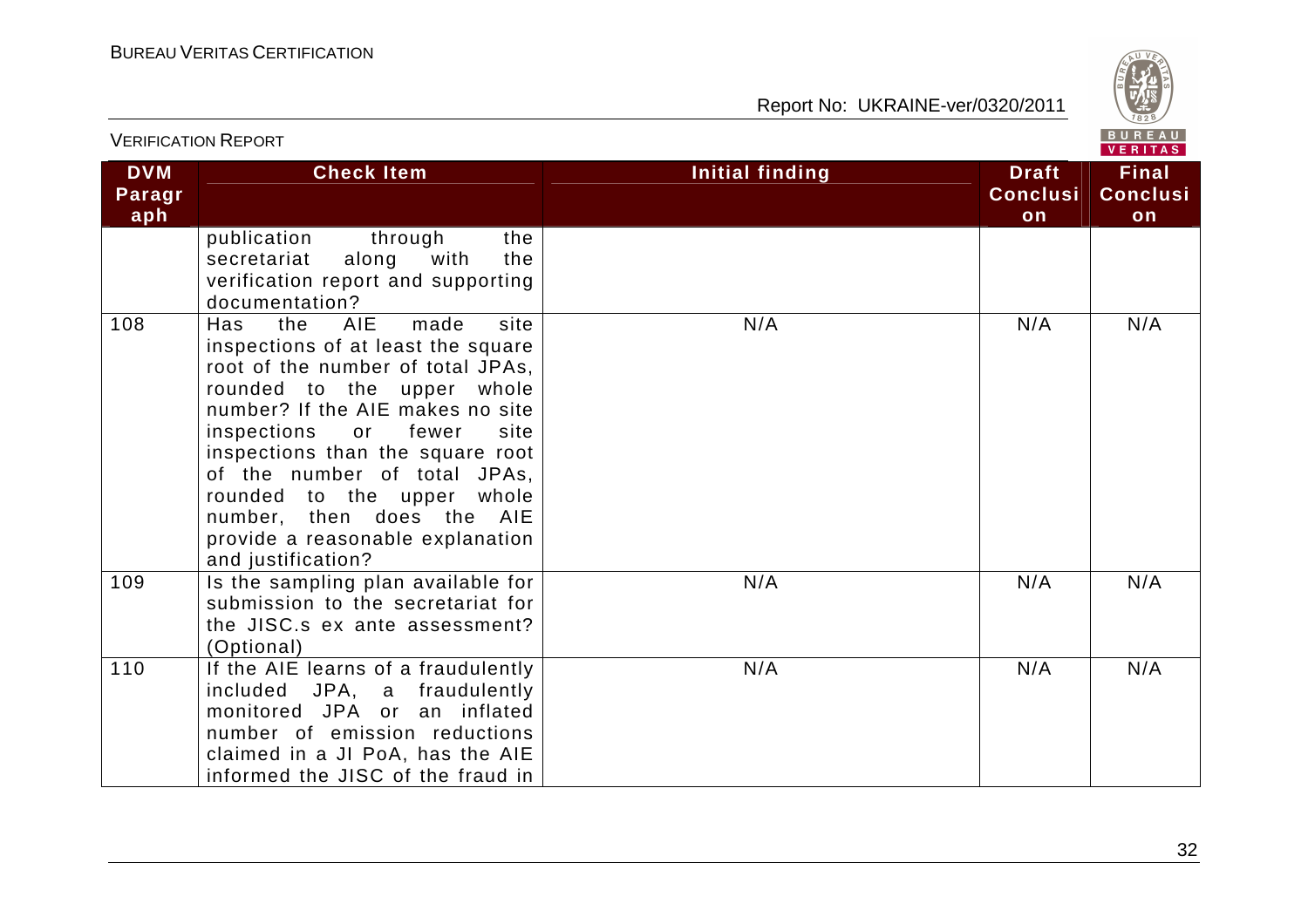| DVM Paragraph | Check Item | Initial finding | Draft Conclusion | Final Conclusion |
|---|---|---|---|---|
| | publication through the secretariat along with the verification report and supporting documentation? | | | |
| 108 | Has the AIE made site inspections of at least the square root of the number of total JPAs, rounded to the upper whole number? If the AIE makes no site inspections or fewer site inspections than the square root of the number of total JPAs, rounded to the upper whole number, then does the AIE provide a reasonable explanation and justification? | N/A | N/A | N/A |
| 109 | Is the sampling plan available for submission to the secretariat for the JISC.s ex ante assessment? (Optional) | N/A | N/A | N/A |
| 110 | If the AIE learns of a fraudulently included JPA, a fraudulently monitored JPA or an inflated number of emission reductions claimed in a JI PoA, has the AIE informed the JISC of the fraud in | N/A | N/A | N/A |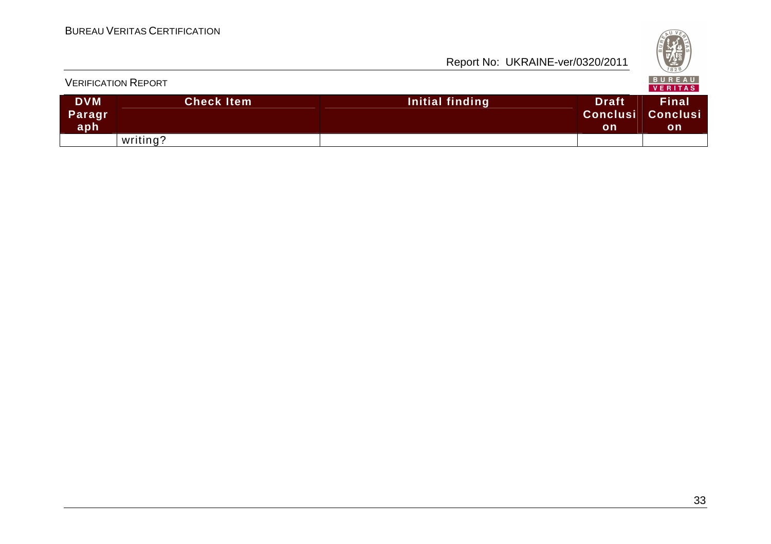| DVM Paragraph | Check Item | Initial finding | Draft Conclusion | Final Conclusion |
|---|---|---|---|---|
| | writing? | | | |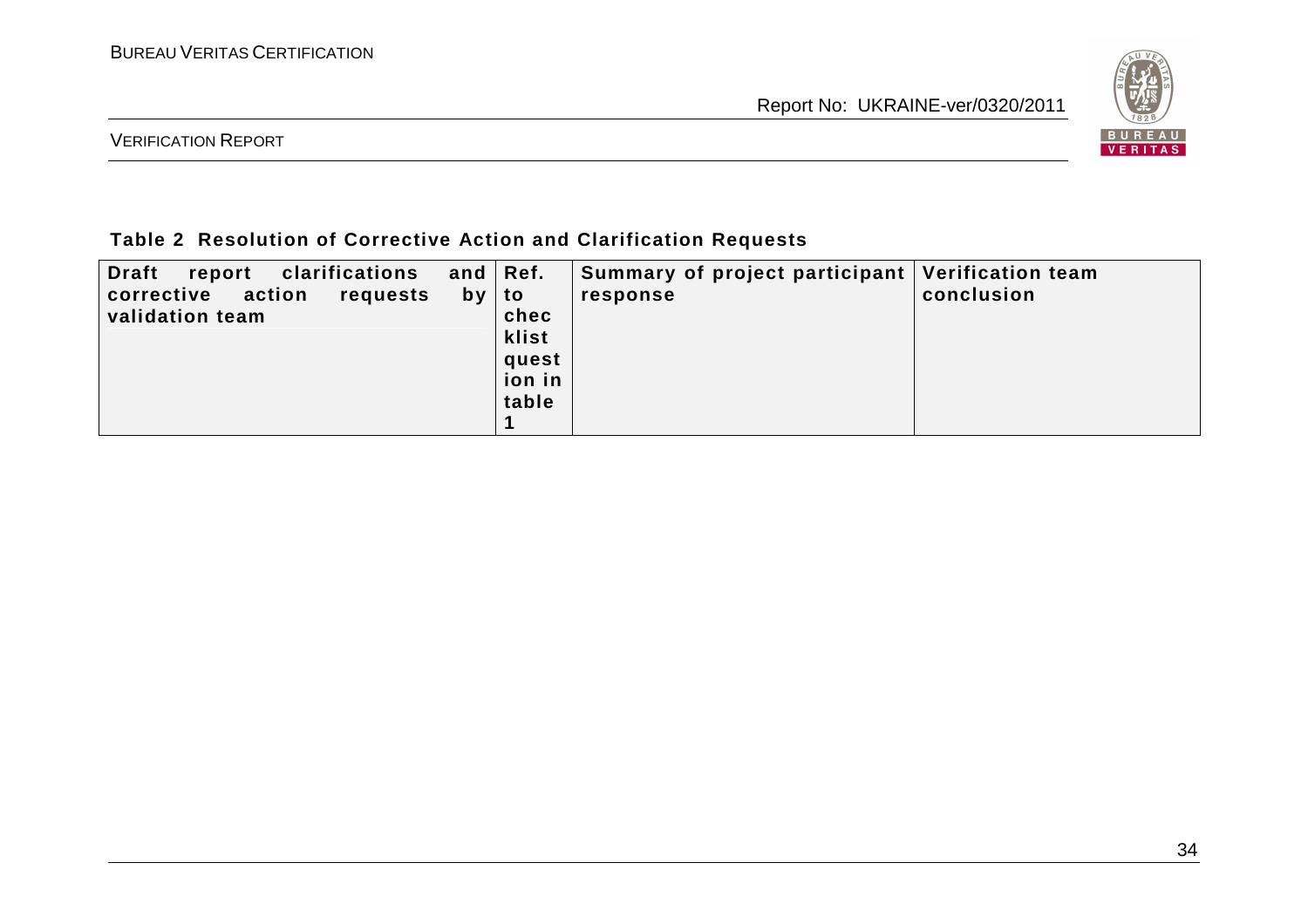**Table 2 Resolution of Corrective Action and Clarification Requests**

| Draft report clarifications and corrective action requests by validation team | Ref. to checklist question in table 1 | Summary of project participant response | Verification team conclusion |
|---|---|---|---|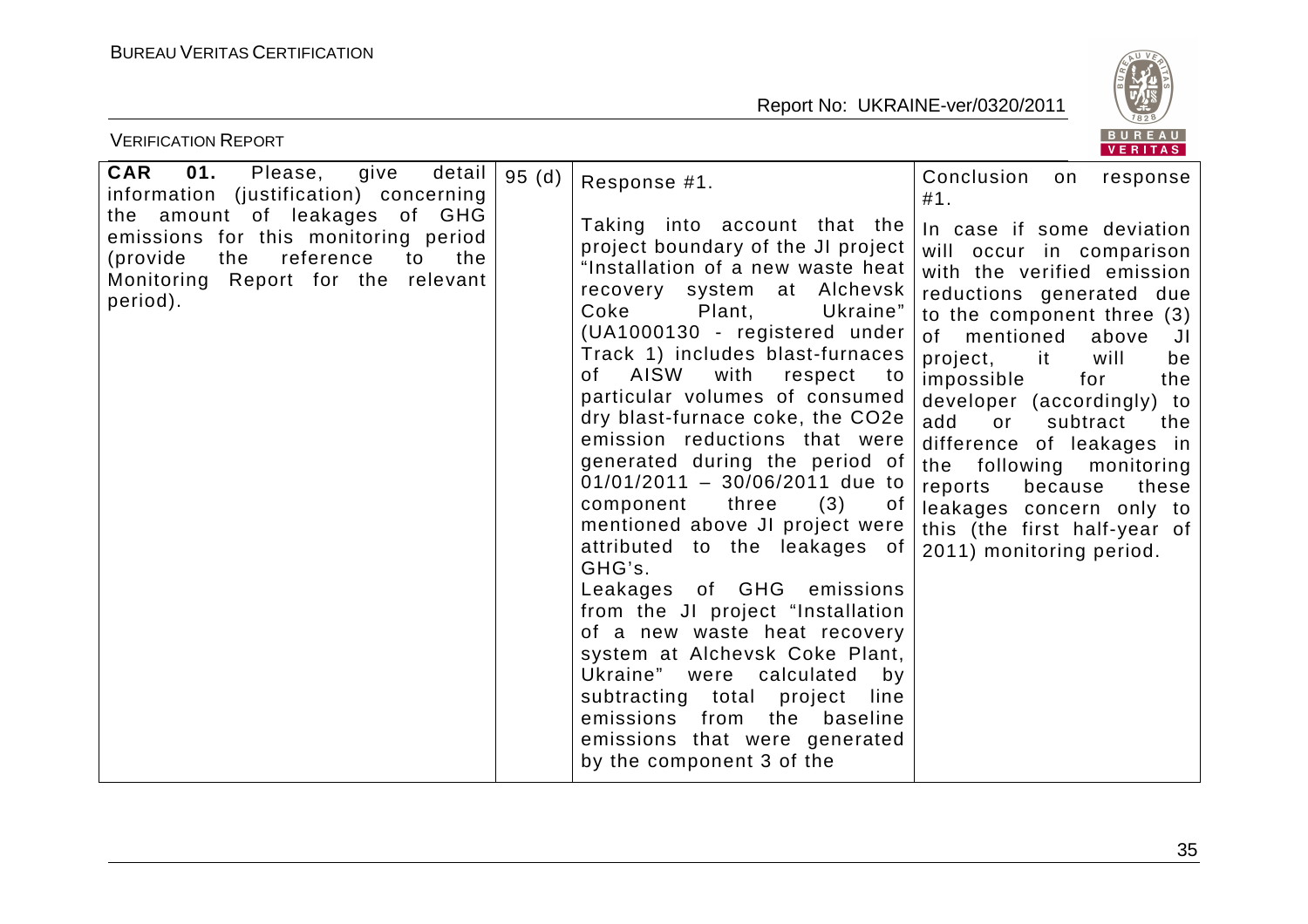| **CAR 01.** Please, give detail information (justification) concerning the amount of leakages of GHG emissions for this monitoring period (provide the reference to the Monitoring Report for the relevant period). | 95 (d) | Response #1.<br><br>Taking into account that the project boundary of the JI project "Installation of a new waste heat recovery system at Alchevsk Coke Plant, Ukraine" (UA1000130 - registered under Track 1) includes blast-furnaces of AISW with respect to particular volumes of consumed dry blast-furnace coke, the CO2e emission reductions that were generated during the period of 01/01/2011 – 30/06/2011 due to component three (3) of mentioned above JI project were attributed to the leakages of GHG's.<br>Leakages of GHG emissions from the JI project "Installation of a new waste heat recovery system at Alchevsk Coke Plant, Ukraine" were calculated by subtracting total project line emissions from the baseline emissions that were generated by the component 3 of the | Conclusion on response #1.<br><br>In case if some deviation will occur in comparison with the verified emission reductions generated due to the component three (3) of mentioned above JI project, it will be impossible for the developer (accordingly) to add or subtract the difference of leakages in the following monitoring reports because these leakages concern only to this (the first half-year of 2011) monitoring period. |
|---|---|---|---|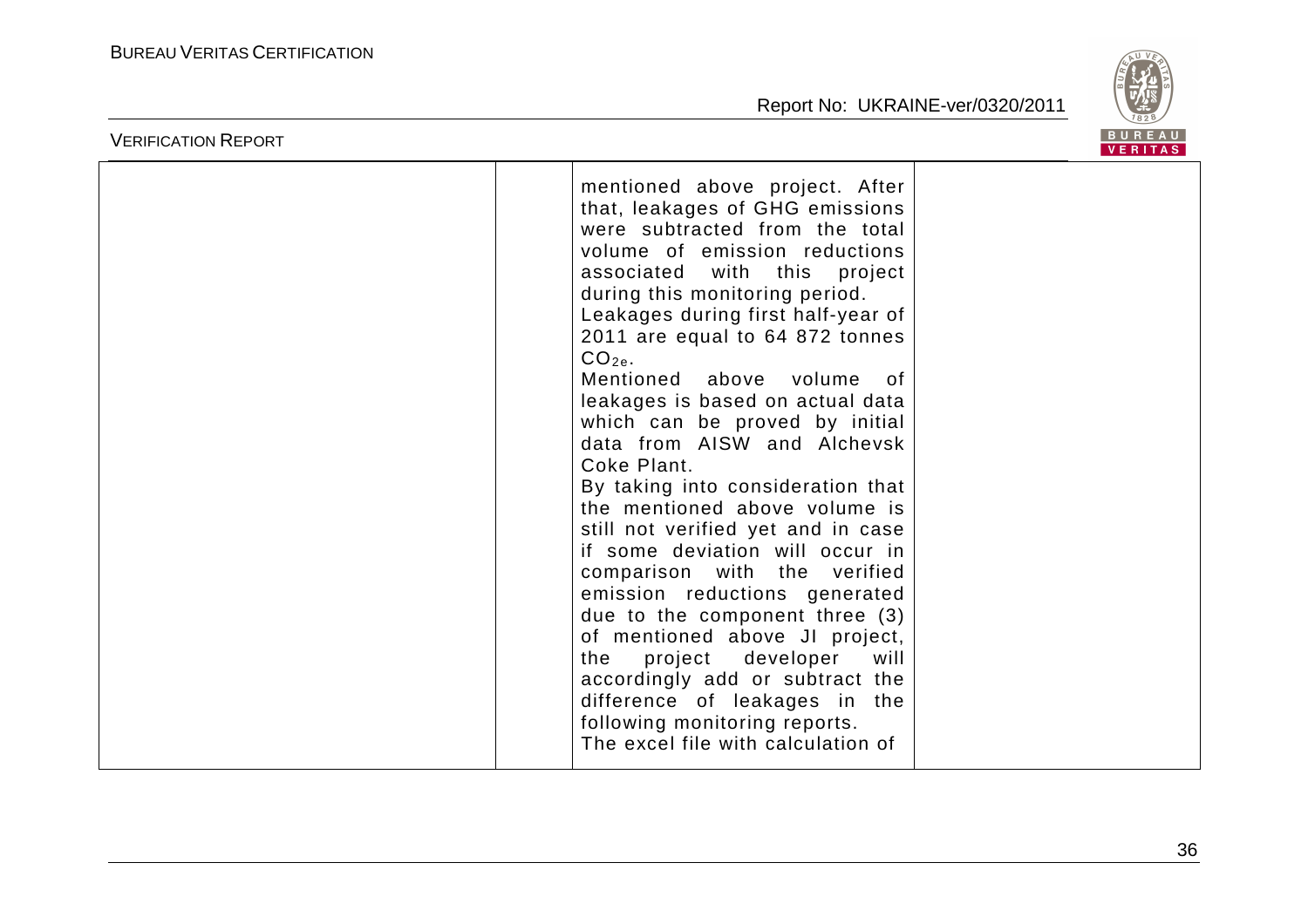| | | | |
|---|---|---|---|
| | | mentioned above project. After that, leakages of GHG emissions were subtracted from the total volume of emission reductions associated with this project during this monitoring period.<br>Leakages during first half-year of 2011 are equal to 64 872 tonnes $CO_{2e}$.<br>Mentioned above volume of leakages is based on actual data which can be proved by initial data from AISW and Alchevsk Coke Plant.<br>By taking into consideration that the mentioned above volume is still not verified yet and in case if some deviation will occur in comparison with the verified emission reductions generated due to the component three (3) of mentioned above JI project, the project developer will accordingly add or subtract the difference of leakages in the following monitoring reports.<br>The excel file with calculation of | |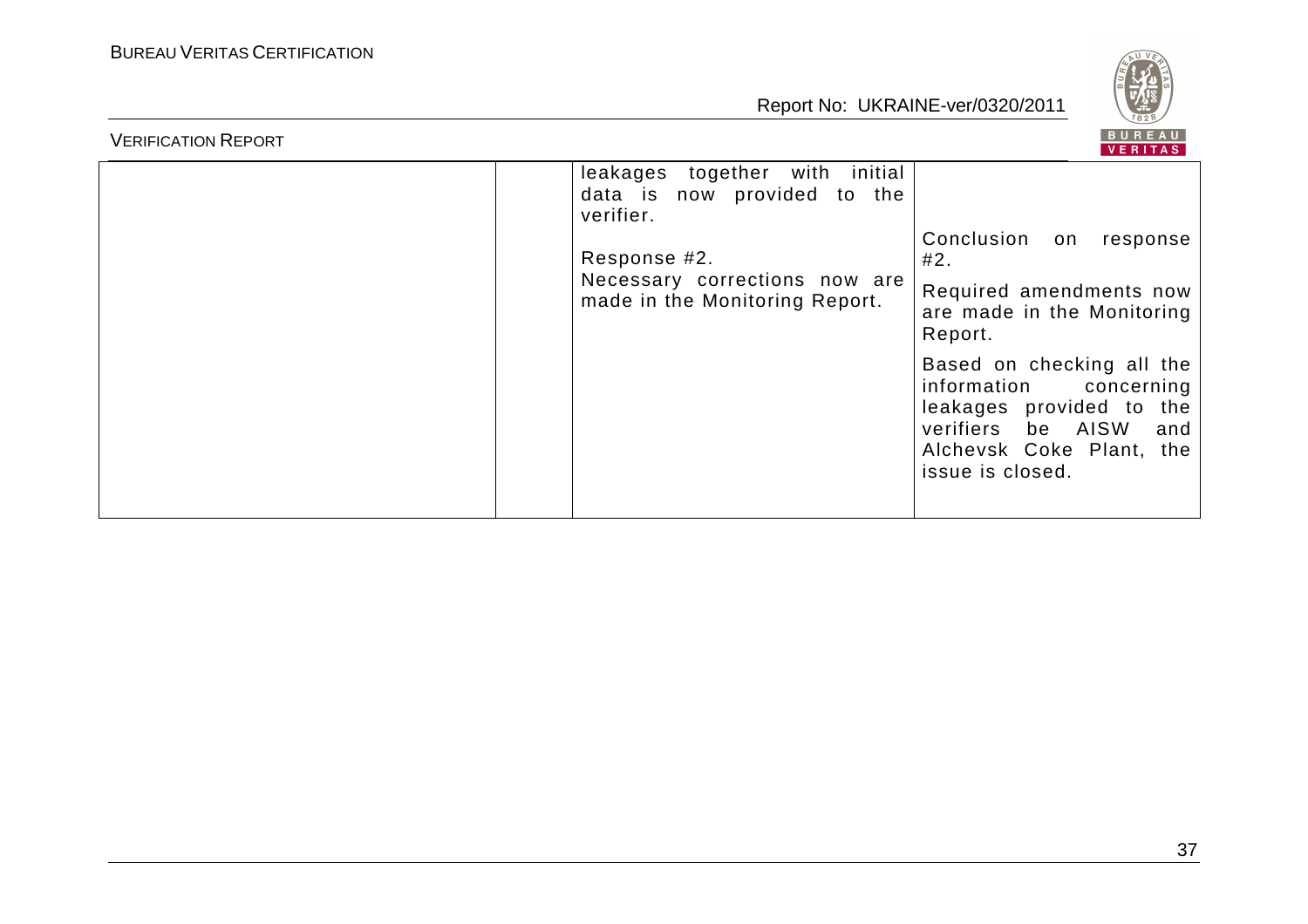|  |  |  |  |
|---|---|---|---|
|  |  | leakages together with initial data is now provided to the verifier.<br><br>Response #2.<br>Necessary corrections now are made in the Monitoring Report. | Conclusion on response #2.<br>Required amendments now are made in the Monitoring Report.<br>Based on checking all the information concerning leakages provided to the verifiers be AISW and Alchevsk Coke Plant, the issue is closed. |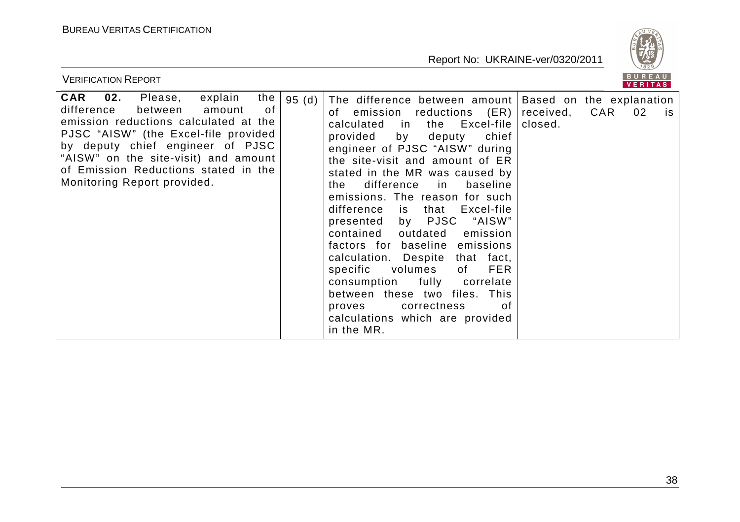| **CAR 02.** Please, explain the difference between amount of emission reductions calculated at the PJSC "AISW" (the Excel-file provided by deputy chief engineer of PJSC "AISW" on the site-visit) and amount of Emission Reductions stated in the Monitoring Report provided. | 95 (d) | The difference between amount of emission reductions (ER) calculated in the Excel-file provided by deputy chief engineer of PJSC "AISW" during the site-visit and amount of ER stated in the MR was caused by the difference in baseline emissions. The reason for such difference is that Excel-file presented by PJSC "AISW" contained outdated emission factors for baseline emissions calculation. Despite that fact, specific volumes of FER consumption fully correlate between these two files. This proves correctness of calculations which are provided in the MR. | Based on the explanation received, CAR 02 is closed. |
|---|---|---|---|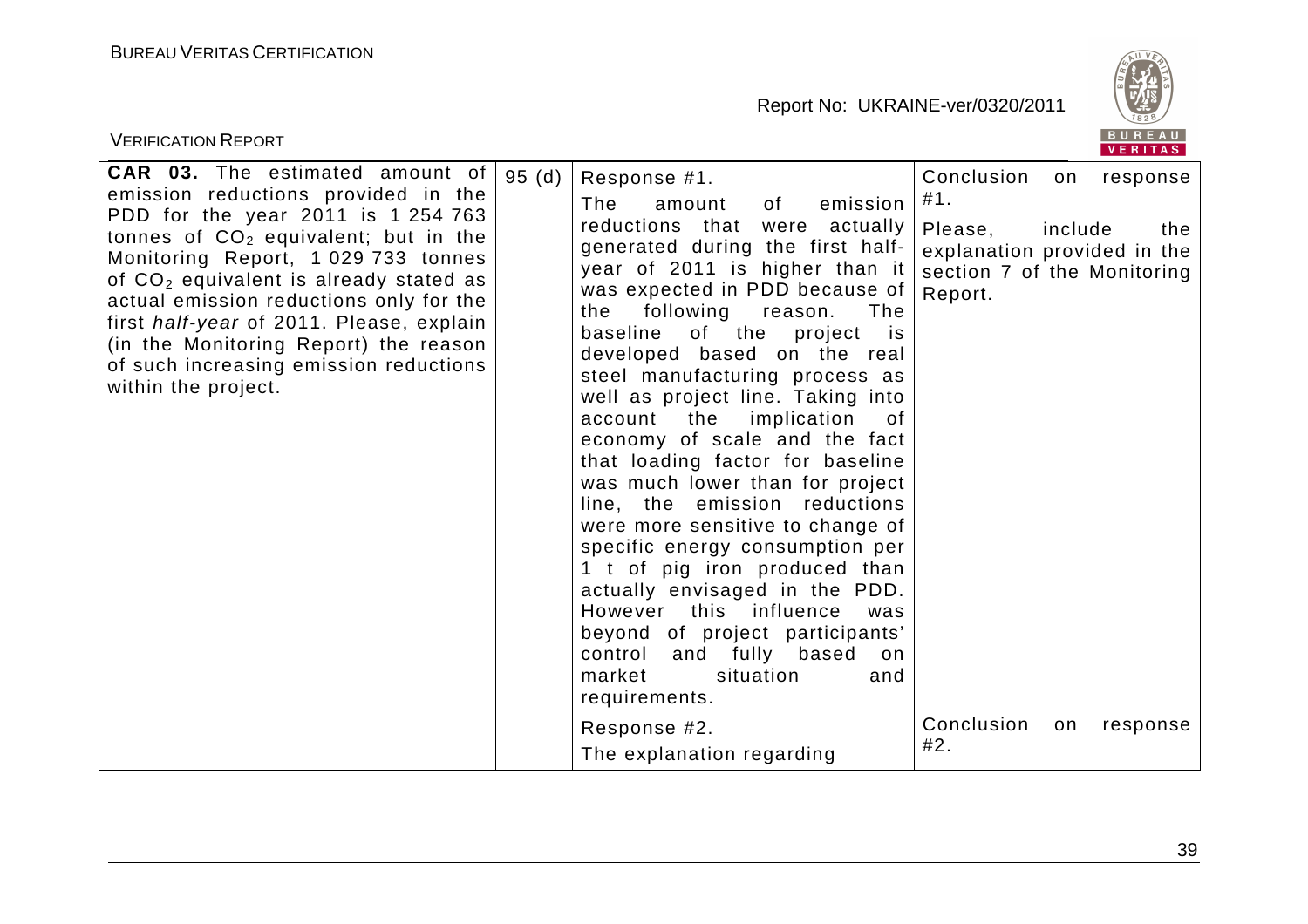| | | | |
|---|---|---|---|
| **CAR 03.** The estimated amount of emission reductions provided in the PDD for the year 2011 is 1 254 763 tonnes of $CO_2$ equivalent; but in the Monitoring Report, 1 029 733 tonnes of $CO_2$ equivalent is already stated as actual emission reductions only for the first *half-year* of 2011. Please, explain (in the Monitoring Report) the reason of such increasing emission reductions within the project. | 95 (d) | Response #1.<br>The amount of emission reductions that were actually generated during the first half-year of 2011 is higher than it was expected in PDD because of the following reason. The baseline of the project is developed based on the real steel manufacturing process as well as project line. Taking into account the implication of economy of scale and the fact that loading factor for baseline was much lower than for project line, the emission reductions were more sensitive to change of specific energy consumption per 1 t of pig iron produced than actually envisaged in the PDD. However this influence was beyond of project participants' control and fully based on market situation and requirements. | Conclusion on response #1.<br>Please, include the explanation provided in the section 7 of the Monitoring Report. |
| | | Response #2.<br>The explanation regarding | Conclusion on response #2. |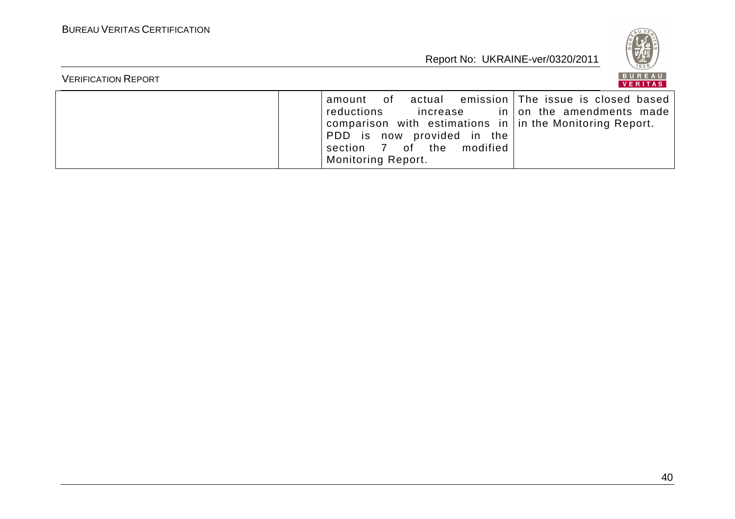|  |  |  |  |
|---|---|---|---|
|  |  | amount of actual emission reductions increase in comparison with estimations in PDD is now provided in the section 7 of the modified Monitoring Report. | The issue is closed based on the amendments made in the Monitoring Report. |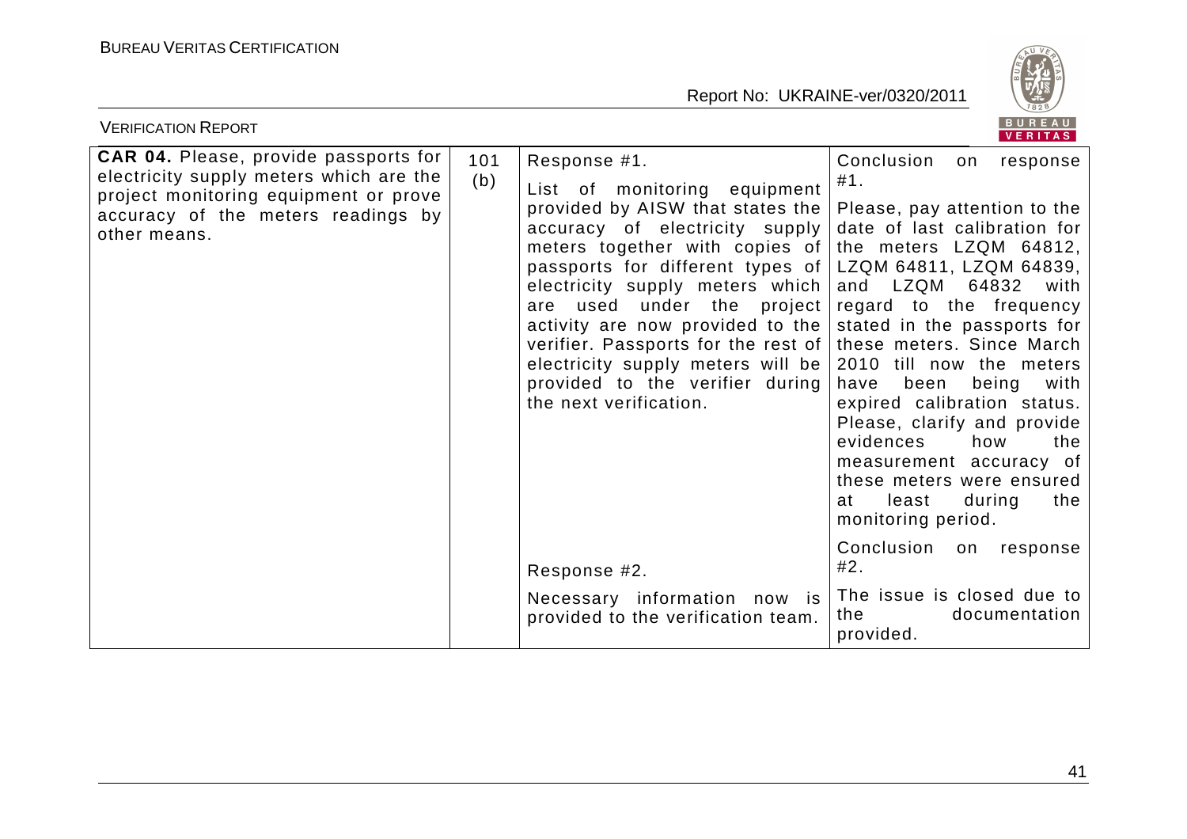| **CAR 04.** Please, provide passports for electricity supply meters which are the project monitoring equipment or prove accuracy of the meters readings by other means. | 101 (b) | Response #1.<br><br>List of monitoring equipment provided by AISW that states the accuracy of electricity supply meters together with copies of passports for different types of electricity supply meters which are used under the project activity are now provided to the verifier. Passports for the rest of electricity supply meters will be provided to the verifier during the next verification. | Conclusion on response #1.<br><br>Please, pay attention to the date of last calibration for the meters LZQM 64812, LZQM 64811, LZQM 64839, and LZQM 64832 with regard to the frequency stated in the passports for these meters. Since March 2010 till now the meters have been being with expired calibration status. Please, clarify and provide evidences how the measurement accuracy of these meters were ensured at least during the monitoring period. |
|---|---|---|---|
| | | Response #2.<br><br>Necessary information now is provided to the verification team. | Conclusion on response #2.<br><br>The issue is closed due to the documentation provided. |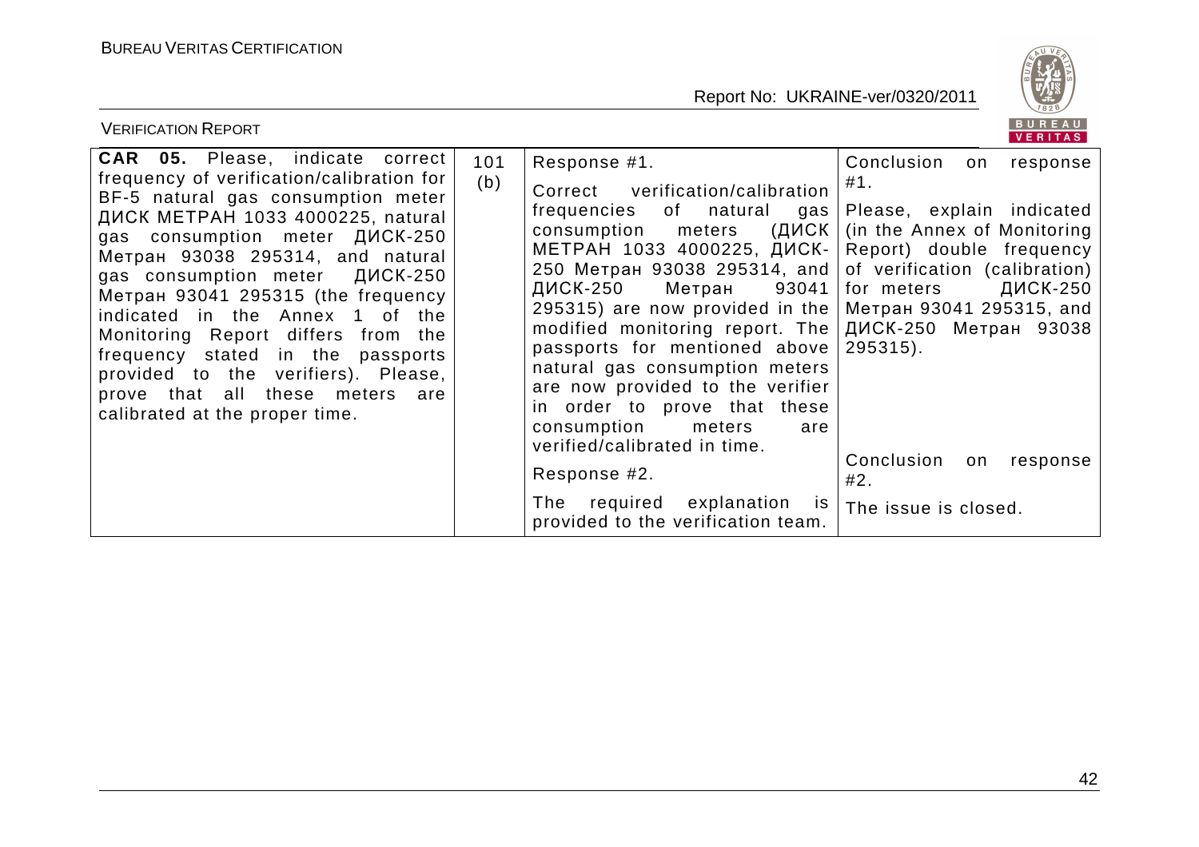| | | | |
|---|---|---|---|
| **CAR 05.** Please, indicate correct frequency of verification/calibration for BF-5 natural gas consumption meter ДИСК МЕТРАН 1033 4000225, natural gas consumption meter ДИСК-250 Метран 93038 295314, and natural gas consumption meter ДИСК-250 Метран 93041 295315 (the frequency indicated in the Annex 1 of the Monitoring Report differs from the frequency stated in the passports provided to the verifiers). Please, prove that all these meters are calibrated at the proper time. | 101 (b) | Response #1.<br><br>Correct verification/calibration frequencies of natural gas consumption meters (ДИСК МЕТРАН 1033 4000225, ДИСК-250 Метран 93038 295314, and ДИСК-250 Метран 93041 295315) are now provided in the modified monitoring report. The passports for mentioned above natural gas consumption meters are now provided to the verifier in order to prove that these consumption meters are verified/calibrated in time.<br><br>Response #2.<br><br>The required explanation is provided to the verification team. | Conclusion on response #1.<br><br>Please, explain indicated (in the Annex of Monitoring Report) double frequency of verification (calibration) for meters ДИСК-250 Метран 93041 295315, and ДИСК-250 Метран 93038 295315).<br><br>Conclusion on response #2.<br><br>The issue is closed. |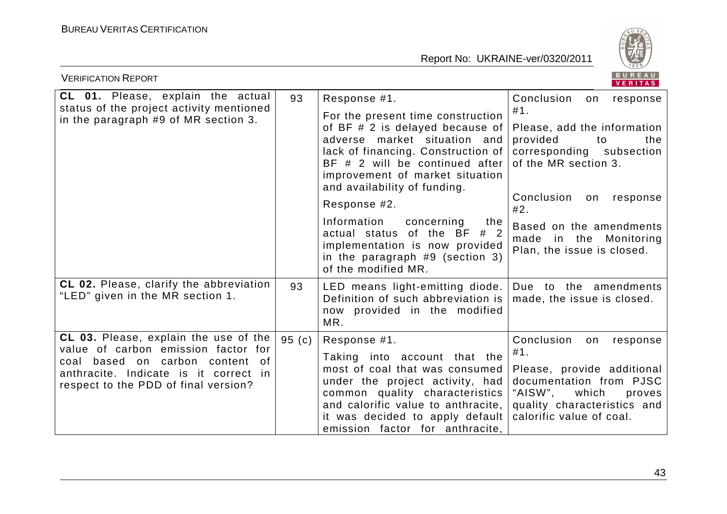| | | | |
|---|---|---|---|
| **CL 01.** Please, explain the actual status of the project activity mentioned in the paragraph #9 of MR section 3. | 93 | Response #1.<br><br>For the present time construction of BF # 2 is delayed because of adverse market situation and lack of financing. Construction of BF # 2 will be continued after improvement of market situation and availability of funding.<br><br>Response #2.<br><br>Information concerning the actual status of the BF # 2 implementation is now provided in the paragraph #9 (section 3) of the modified MR. | Conclusion on response #1.<br><br>Please, add the information provided to the corresponding subsection of the MR section 3.<br><br>Conclusion on response #2.<br><br>Based on the amendments made in the Monitoring Plan, the issue is closed. |
| **CL 02.** Please, clarify the abbreviation "LED" given in the MR section 1. | 93 | LED means light-emitting diode. Definition of such abbreviation is now provided in the modified MR. | Due to the amendments made, the issue is closed. |
| **CL 03.** Please, explain the use of the value of carbon emission factor for coal based on carbon content of anthracite. Indicate is it correct in respect to the PDD of final version? | 95 (c) | Response #1.<br><br>Taking into account that the most of coal that was consumed under the project activity, had common quality characteristics and calorific value to anthracite, it was decided to apply default emission factor for anthracite, | Conclusion on response #1.<br><br>Please, provide additional documentation from PJSC "AISW", which proves quality characteristics and calorific value of coal. |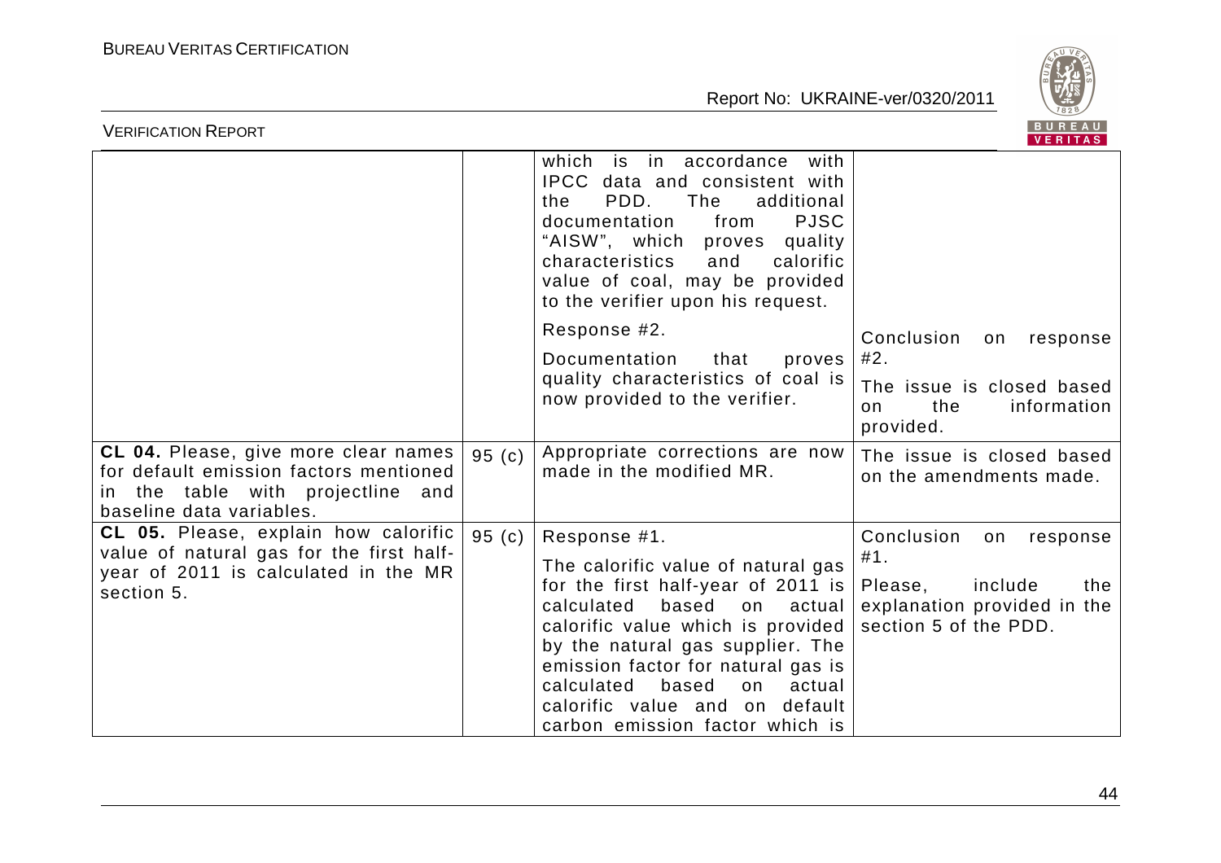| | | | |
|---|---|---|---|
| | | which is in accordance with IPCC data and consistent with the PDD. The additional documentation from PJSC "AISW", which proves quality characteristics and calorific value of coal, may be provided to the verifier upon his request.<br><br>Response #2.<br><br>Documentation that proves quality characteristics of coal is now provided to the verifier. | <br><br><br><br><br><br>Conclusion on response #2.<br><br>The issue is closed based on the information provided. |
| **CL 04.** Please, give more clear names for default emission factors mentioned in the table with projectline and baseline data variables. | 95 (c) | Appropriate corrections are now made in the modified MR. | The issue is closed based on the amendments made. |
| **CL 05.** Please, explain how calorific value of natural gas for the first half-year of 2011 is calculated in the MR section 5. | 95 (c) | Response #1.<br><br>The calorific value of natural gas for the first half-year of 2011 is calculated based on actual calorific value which is provided by the natural gas supplier. The emission factor for natural gas is calculated based on actual calorific value and on default carbon emission factor which is | Conclusion on response #1.<br><br>Please, include the explanation provided in the section 5 of the PDD. |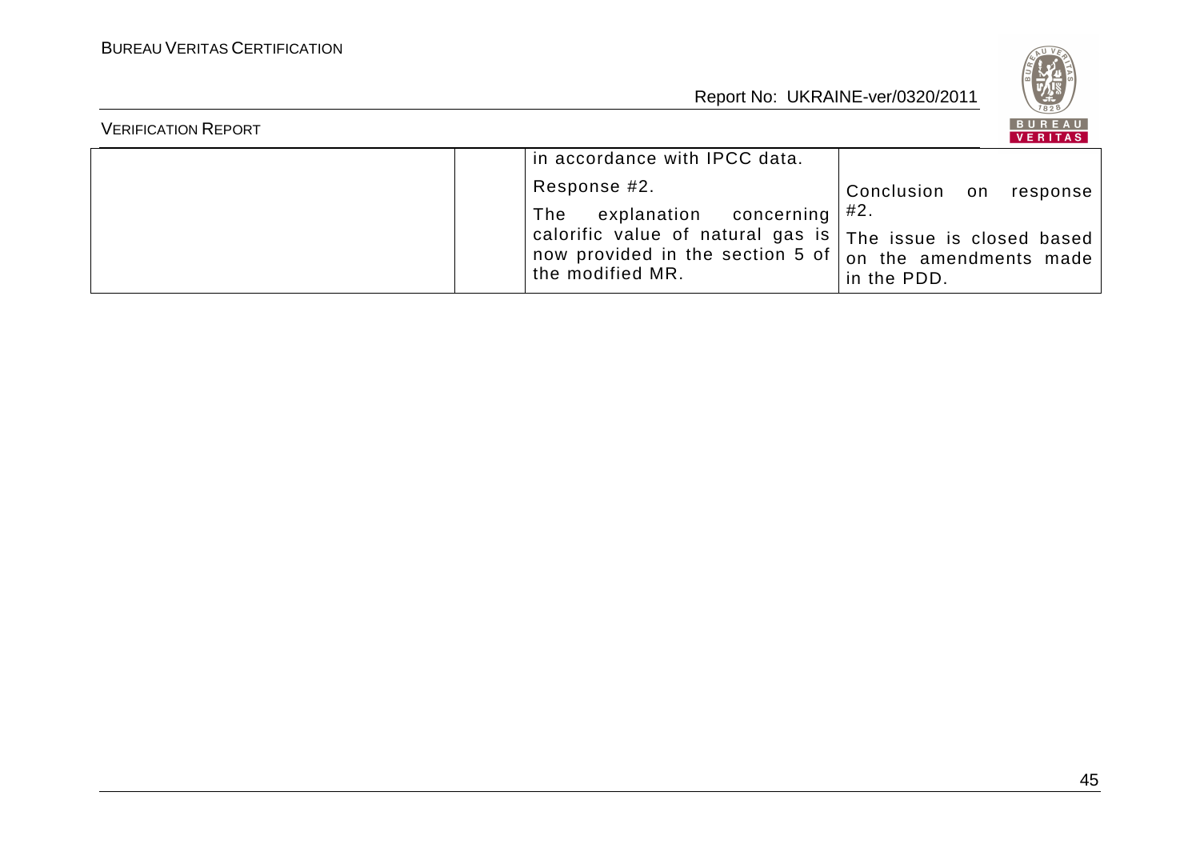|  |  |  |  |
|---|---|---|---|
|  |  | in accordance with IPCC data.<br><br>Response #2.<br><br>The explanation concerning calorific value of natural gas is now provided in the section 5 of the modified MR. | Conclusion on response #2.<br><br>The issue is closed based on the amendments made in the PDD. |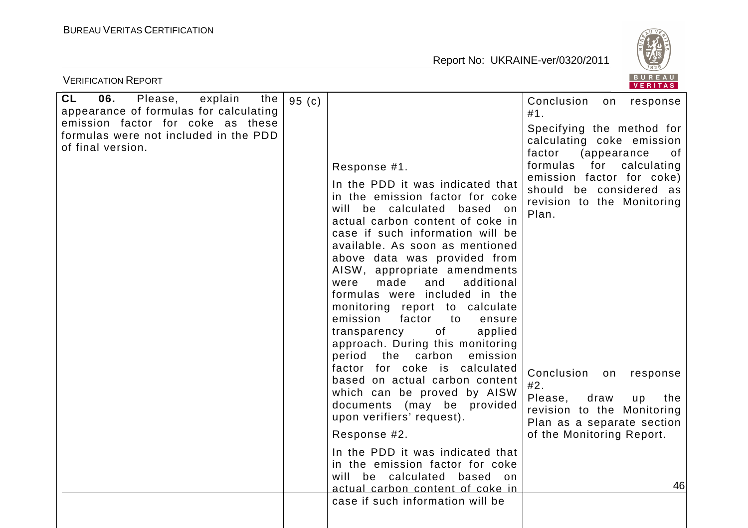| | | | |
|---|---|---|---|
| **CL 06.** Please, explain the appearance of formulas for calculating emission factor for coke as these formulas were not included in the PDD of final version. | 95 (c) | Response #1.<br><br>In the PDD it was indicated that in the emission factor for coke will be calculated based on actual carbon content of coke in case if such information will be available. As soon as mentioned above data was provided from AISW, appropriate amendments were made and additional formulas were included in the monitoring report to calculate emission factor to ensure transparency of applied approach. During this monitoring period the carbon emission factor for coke is calculated based on actual carbon content which can be proved by AISW documents (may be provided upon verifiers' request).<br><br>Response #2.<br><br>In the PDD it was indicated that in the emission factor for coke will be calculated based on actual carbon content of coke in case if such information will be | Conclusion on response #1.<br><br>Specifying the method for calculating coke emission factor (appearance of formulas for calculating emission factor for coke) should be considered as revision to the Monitoring Plan.<br><br>Conclusion on response #2.<br><br>Please, draw up the revision to the Monitoring Plan as a separate section of the Monitoring Report. |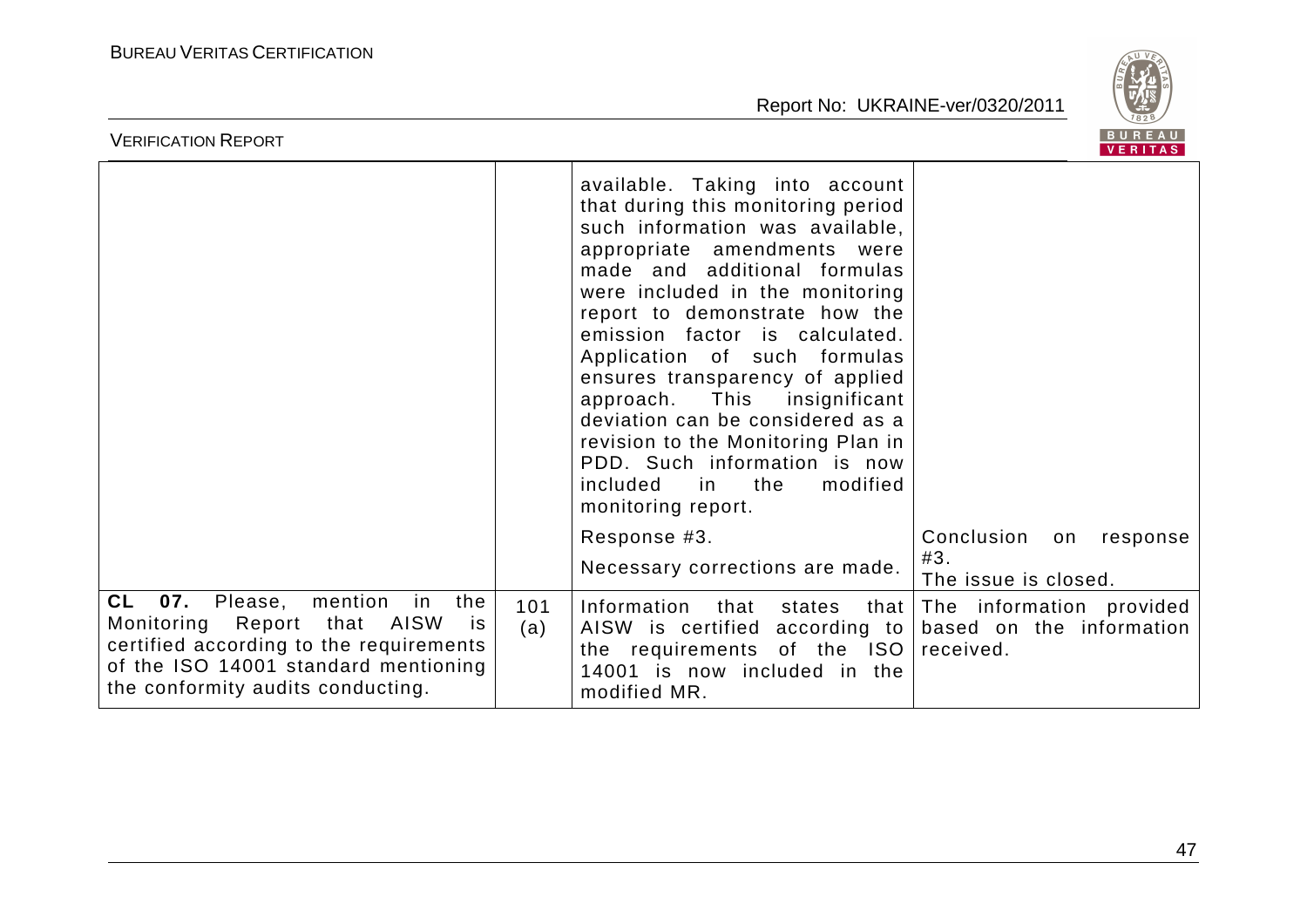| | | | |
|---|---|---|---|
| | | available. Taking into account that during this monitoring period such information was available, appropriate amendments were made and additional formulas were included in the monitoring report to demonstrate how the emission factor is calculated. Application of such formulas ensures transparency of applied approach. This insignificant deviation can be considered as a revision to the Monitoring Plan in PDD. Such information is now included in the modified monitoring report. | |
| | | Response #3.<br><br>Necessary corrections are made. | Conclusion on response #3.<br>The issue is closed. |
| **CL 07.** Please, mention in the Monitoring Report that AISW is certified according to the requirements of the ISO 14001 standard mentioning the conformity audits conducting. | 101 (a) | Information that states that AISW is certified according to the requirements of the ISO 14001 is now included in the modified MR. | The information provided based on the information received. |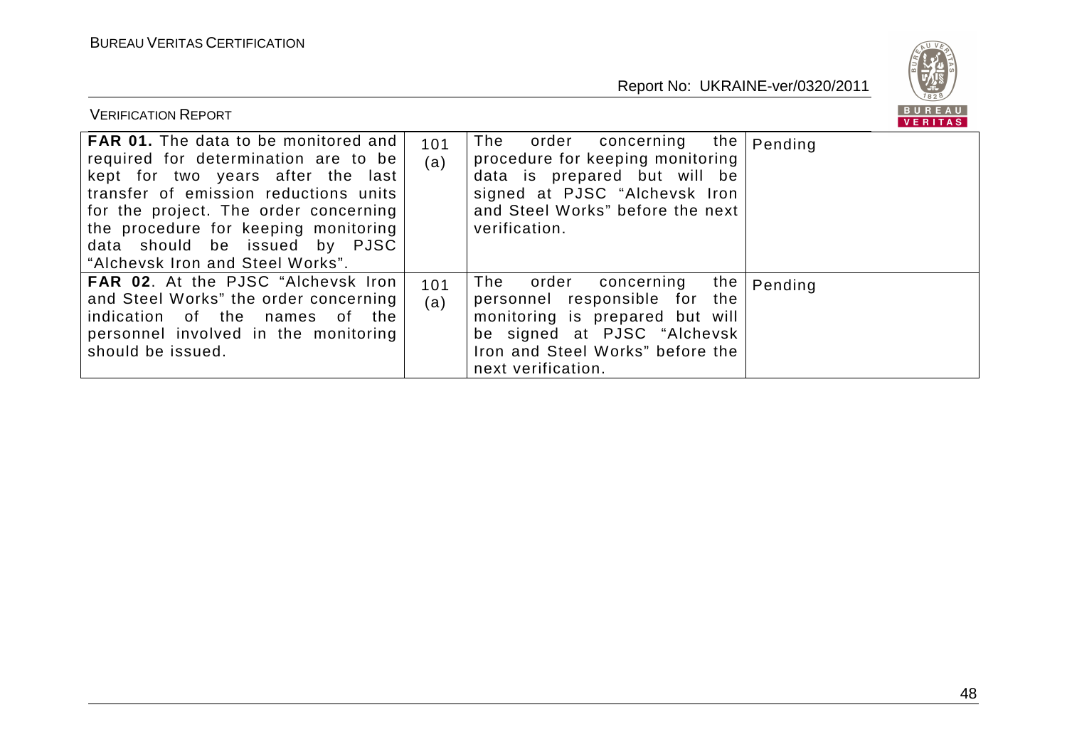| | | | |
|---|---|---|---|
| **FAR 01.** The data to be monitored and required for determination are to be kept for two years after the last transfer of emission reductions units for the project. The order concerning the procedure for keeping monitoring data should be issued by PJSC "Alchevsk Iron and Steel Works". | 101 (a) | The order concerning the procedure for keeping monitoring data is prepared but will be signed at PJSC "Alchevsk Iron and Steel Works" before the next verification. | Pending |
| **FAR 02**. At the PJSC "Alchevsk Iron and Steel Works" the order concerning indication of the names of the personnel involved in the monitoring should be issued. | 101 (a) | The order concerning the personnel responsible for the monitoring is prepared but will be signed at PJSC "Alchevsk Iron and Steel Works" before the next verification. | Pending |